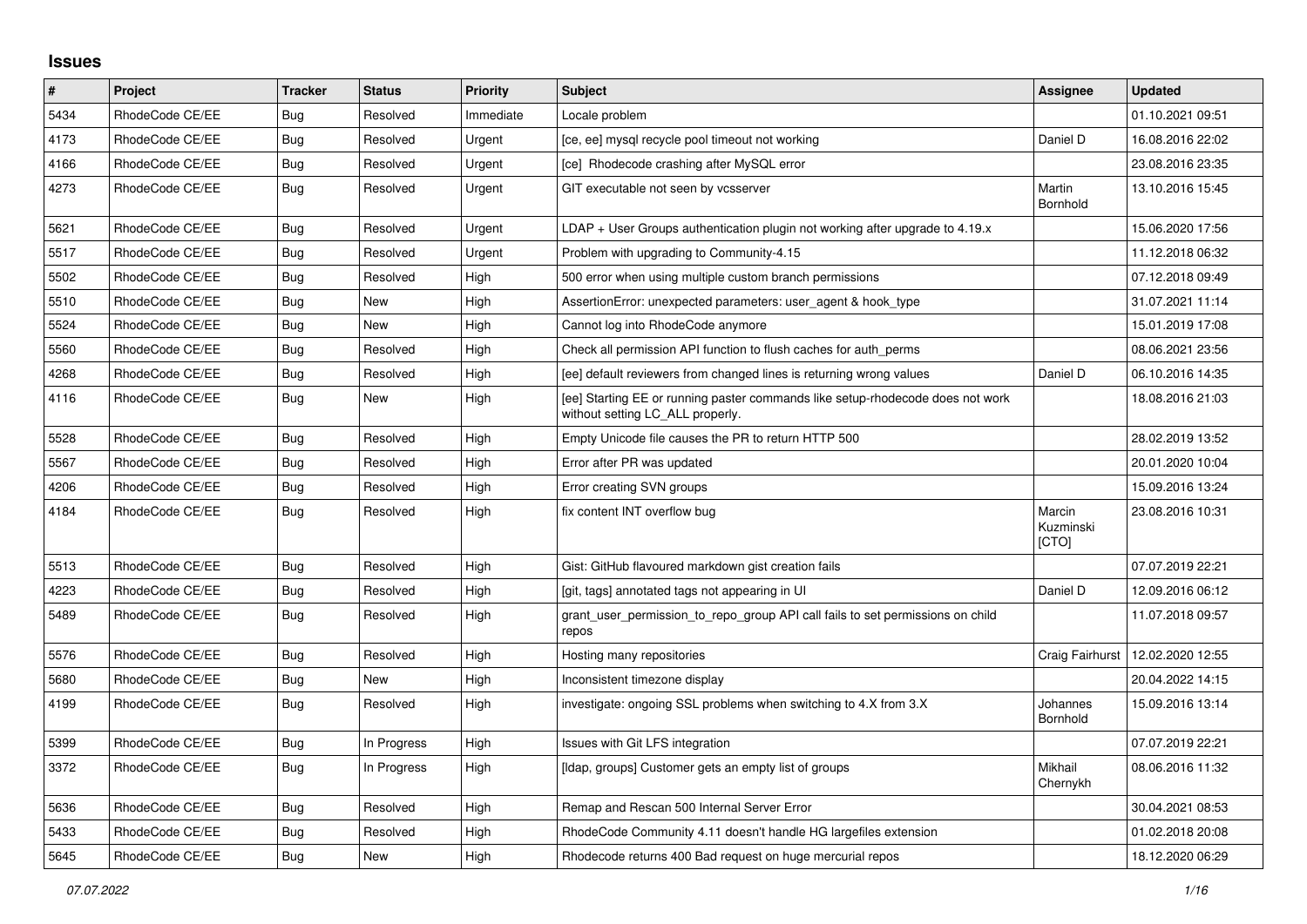## Issues

| # | Project | Tracker | Status | Priority | Subject | Assignee | Updated |
|---|---|---|---|---|---|---|---|
| 5434 | RhodeCode CE/EE | Bug | Resolved | Immediate | Locale problem | | 01.10.2021 09:51 |
| 4173 | RhodeCode CE/EE | Bug | Resolved | Urgent | [ce, ee] mysql recycle pool timeout not working | Daniel D | 16.08.2016 22:02 |
| 4166 | RhodeCode CE/EE | Bug | Resolved | Urgent | [ce] Rhodecode crashing after MySQL error | | 23.08.2016 23:35 |
| 4273 | RhodeCode CE/EE | Bug | Resolved | Urgent | GIT executable not seen by vcsserver | Martin Bornhold | 13.10.2016 15:45 |
| 5621 | RhodeCode CE/EE | Bug | Resolved | Urgent | LDAP + User Groups authentication plugin not working after upgrade to 4.19.x | | 15.06.2020 17:56 |
| 5517 | RhodeCode CE/EE | Bug | Resolved | Urgent | Problem with upgrading to Community-4.15 | | 11.12.2018 06:32 |
| 5502 | RhodeCode CE/EE | Bug | Resolved | High | 500 error when using multiple custom branch permissions | | 07.12.2018 09:49 |
| 5510 | RhodeCode CE/EE | Bug | New | High | AssertionError: unexpected parameters: user_agent & hook_type | | 31.07.2021 11:14 |
| 5524 | RhodeCode CE/EE | Bug | New | High | Cannot log into RhodeCode anymore | | 15.01.2019 17:08 |
| 5560 | RhodeCode CE/EE | Bug | Resolved | High | Check all permission API function to flush caches for auth_perms | | 08.06.2021 23:56 |
| 4268 | RhodeCode CE/EE | Bug | Resolved | High | [ee] default reviewers from changed lines is returning wrong values | Daniel D | 06.10.2016 14:35 |
| 4116 | RhodeCode CE/EE | Bug | New | High | [ee] Starting EE or running paster commands like setup-rhodecode does not work without setting LC_ALL properly. | | 18.08.2016 21:03 |
| 5528 | RhodeCode CE/EE | Bug | Resolved | High | Empty Unicode file causes the PR to return HTTP 500 | | 28.02.2019 13:52 |
| 5567 | RhodeCode CE/EE | Bug | Resolved | High | Error after PR was updated | | 20.01.2020 10:04 |
| 4206 | RhodeCode CE/EE | Bug | Resolved | High | Error creating SVN groups | | 15.09.2016 13:24 |
| 4184 | RhodeCode CE/EE | Bug | Resolved | High | fix content INT overflow bug | Marcin Kuzminski [CTO] | 23.08.2016 10:31 |
| 5513 | RhodeCode CE/EE | Bug | Resolved | High | Gist: GitHub flavoured markdown gist creation fails | | 07.07.2019 22:21 |
| 4223 | RhodeCode CE/EE | Bug | Resolved | High | [git, tags] annotated tags not appearing in UI | Daniel D | 12.09.2016 06:12 |
| 5489 | RhodeCode CE/EE | Bug | Resolved | High | grant_user_permission_to_repo_group API call fails to set permissions on child repos | | 11.07.2018 09:57 |
| 5576 | RhodeCode CE/EE | Bug | Resolved | High | Hosting many repositories | Craig Fairhurst | 12.02.2020 12:55 |
| 5680 | RhodeCode CE/EE | Bug | New | High | Inconsistent timezone display | | 20.04.2022 14:15 |
| 4199 | RhodeCode CE/EE | Bug | Resolved | High | investigate: ongoing SSL problems when switching to 4.X from 3.X | Johannes Bornhold | 15.09.2016 13:14 |
| 5399 | RhodeCode CE/EE | Bug | In Progress | High | Issues with Git LFS integration | | 07.07.2019 22:21 |
| 3372 | RhodeCode CE/EE | Bug | In Progress | High | [ldap, groups] Customer gets an empty list of groups | Mikhail Chernykh | 08.06.2016 11:32 |
| 5636 | RhodeCode CE/EE | Bug | Resolved | High | Remap and Rescan 500 Internal Server Error | | 30.04.2021 08:53 |
| 5433 | RhodeCode CE/EE | Bug | Resolved | High | RhodeCode Community 4.11 doesn't handle HG largefiles extension | | 01.02.2018 20:08 |
| 5645 | RhodeCode CE/EE | Bug | New | High | Rhodecode returns 400 Bad request on huge mercurial repos | | 18.12.2020 06:29 |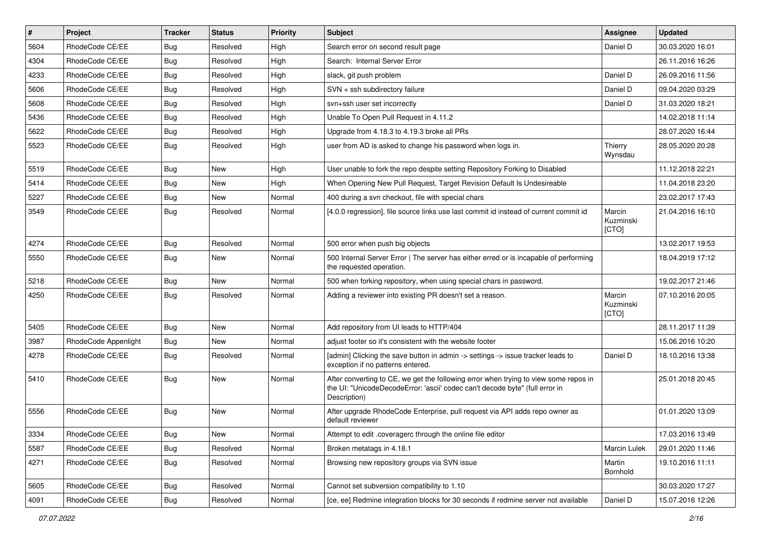| # | Project | Tracker | Status | Priority | Subject | Assignee | Updated |
|---|---|---|---|---|---|---|---|
| 5604 | RhodeCode CE/EE | Bug | Resolved | High | Search error on second result page | Daniel D | 30.03.2020 16:01 |
| 4304 | RhodeCode CE/EE | Bug | Resolved | High | Search:  Internal Server Error | | 26.11.2016 16:26 |
| 4233 | RhodeCode CE/EE | Bug | Resolved | High | slack, git push problem | Daniel D | 26.09.2016 11:56 |
| 5606 | RhodeCode CE/EE | Bug | Resolved | High | SVN + ssh subdirectory failure | Daniel D | 09.04.2020 03:29 |
| 5608 | RhodeCode CE/EE | Bug | Resolved | High | svn+ssh user set incorrectly | Daniel D | 31.03.2020 18:21 |
| 5436 | RhodeCode CE/EE | Bug | Resolved | High | Unable To Open Pull Request in 4.11.2 | | 14.02.2018 11:14 |
| 5622 | RhodeCode CE/EE | Bug | Resolved | High | Upgrade from 4.18.3 to 4.19.3 broke all PRs | | 28.07.2020 16:44 |
| 5523 | RhodeCode CE/EE | Bug | Resolved | High | user from AD is asked to change his password when logs in. | Thierry Wynsdau | 28.05.2020 20:28 |
| 5519 | RhodeCode CE/EE | Bug | New | High | User unable to fork the repo despite setting Repository Forking to Disabled | | 11.12.2018 22:21 |
| 5414 | RhodeCode CE/EE | Bug | New | High | When Opening New Pull Request, Target Revision Default Is Undesireable | | 11.04.2018 23:20 |
| 5227 | RhodeCode CE/EE | Bug | New | Normal | 400 during a svn checkout, file with special chars | | 23.02.2017 17:43 |
| 3549 | RhodeCode CE/EE | Bug | Resolved | Normal | [4.0.0 regression], file source links use last commit id instead of current commit id | Marcin Kuzminski [CTO] | 21.04.2016 16:10 |
| 4274 | RhodeCode CE/EE | Bug | Resolved | Normal | 500 error when push big objects | | 13.02.2017 19:53 |
| 5550 | RhodeCode CE/EE | Bug | New | Normal | 500 Internal Server Error \| The server has either erred or is incapable of performing the requested operation. | | 18.04.2019 17:12 |
| 5218 | RhodeCode CE/EE | Bug | New | Normal | 500 when forking repository, when using special chars in password. | | 19.02.2017 21:46 |
| 4250 | RhodeCode CE/EE | Bug | Resolved | Normal | Adding a reviewer into existing PR doesn't set a reason. | Marcin Kuzminski [CTO] | 07.10.2016 20:05 |
| 5405 | RhodeCode CE/EE | Bug | New | Normal | Add repository from UI leads to HTTP/404 | | 28.11.2017 11:39 |
| 3987 | RhodeCode Appenlight | Bug | New | Normal | adjust footer so it's consistent with the website footer | | 15.06.2016 10:20 |
| 4278 | RhodeCode CE/EE | Bug | Resolved | Normal | [admin] Clicking the save button in admin -> settings -> issue tracker leads to exception if no patterns entered. | Daniel D | 18.10.2016 13:38 |
| 5410 | RhodeCode CE/EE | Bug | New | Normal | After converting to CE, we get the following error when trying to view some repos in the UI: "UnicodeDecodeError: 'ascii' codec can't decode byte" (full error in Description) | | 25.01.2018 20:45 |
| 5556 | RhodeCode CE/EE | Bug | New | Normal | After upgrade RhodeCode Enterprise, pull request via API adds repo owner as default reviewer | | 01.01.2020 13:09 |
| 3334 | RhodeCode CE/EE | Bug | New | Normal | Attempt to edit .coveragerc through the online file editor | | 17.03.2016 13:49 |
| 5587 | RhodeCode CE/EE | Bug | Resolved | Normal | Broken metatags in 4.18.1 | Marcin Lulek | 29.01.2020 11:46 |
| 4271 | RhodeCode CE/EE | Bug | Resolved | Normal | Browsing new repository groups via SVN issue | Martin Bornhold | 19.10.2016 11:11 |
| 5605 | RhodeCode CE/EE | Bug | Resolved | Normal | Cannot set subversion compatibility to 1.10 | | 30.03.2020 17:27 |
| 4091 | RhodeCode CE/EE | Bug | Resolved | Normal | [ce, ee] Redmine integration blocks for 30 seconds if redmine server not available | Daniel D | 15.07.2016 12:26 |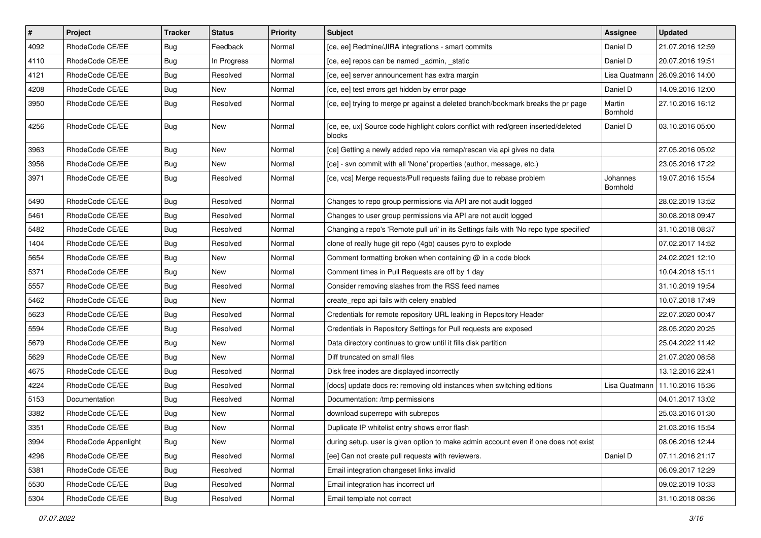| # | Project | Tracker | Status | Priority | Subject | Assignee | Updated |
|---|---|---|---|---|---|---|---|
| 4092 | RhodeCode CE/EE | Bug | Feedback | Normal | [ce, ee] Redmine/JIRA integrations - smart commits | Daniel D | 21.07.2016 12:59 |
| 4110 | RhodeCode CE/EE | Bug | In Progress | Normal | [ce, ee] repos can be named _admin, _static | Daniel D | 20.07.2016 19:51 |
| 4121 | RhodeCode CE/EE | Bug | Resolved | Normal | [ce, ee] server announcement has extra margin | Lisa Quatmann | 26.09.2016 14:00 |
| 4208 | RhodeCode CE/EE | Bug | New | Normal | [ce, ee] test errors get hidden by error page | Daniel D | 14.09.2016 12:00 |
| 3950 | RhodeCode CE/EE | Bug | Resolved | Normal | [ce, ee] trying to merge pr against a deleted branch/bookmark breaks the pr page | Martin Bornhold | 27.10.2016 16:12 |
| 4256 | RhodeCode CE/EE | Bug | New | Normal | [ce, ee, ux] Source code highlight colors conflict with red/green inserted/deleted blocks | Daniel D | 03.10.2016 05:00 |
| 3963 | RhodeCode CE/EE | Bug | New | Normal | [ce] Getting a newly added repo via remap/rescan via api gives no data | | 27.05.2016 05:02 |
| 3956 | RhodeCode CE/EE | Bug | New | Normal | [ce] - svn commit with all 'None' properties (author, message, etc.) | | 23.05.2016 17:22 |
| 3971 | RhodeCode CE/EE | Bug | Resolved | Normal | [ce, vcs] Merge requests/Pull requests failing due to rebase problem | Johannes Bornhold | 19.07.2016 15:54 |
| 5490 | RhodeCode CE/EE | Bug | Resolved | Normal | Changes to repo group permissions via API are not audit logged | | 28.02.2019 13:52 |
| 5461 | RhodeCode CE/EE | Bug | Resolved | Normal | Changes to user group permissions via API are not audit logged | | 30.08.2018 09:47 |
| 5482 | RhodeCode CE/EE | Bug | Resolved | Normal | Changing a repo's 'Remote pull uri' in its Settings fails with 'No repo type specified' | | 31.10.2018 08:37 |
| 1404 | RhodeCode CE/EE | Bug | Resolved | Normal | clone of really huge git repo (4gb) causes pyro to explode | | 07.02.2017 14:52 |
| 5654 | RhodeCode CE/EE | Bug | New | Normal | Comment formatting broken when containing @ in a code block | | 24.02.2021 12:10 |
| 5371 | RhodeCode CE/EE | Bug | New | Normal | Comment times in Pull Requests are off by 1 day | | 10.04.2018 15:11 |
| 5557 | RhodeCode CE/EE | Bug | Resolved | Normal | Consider removing slashes from the RSS feed names | | 31.10.2019 19:54 |
| 5462 | RhodeCode CE/EE | Bug | New | Normal | create_repo api fails with celery enabled | | 10.07.2018 17:49 |
| 5623 | RhodeCode CE/EE | Bug | Resolved | Normal | Credentials for remote repository URL leaking in Repository Header | | 22.07.2020 00:47 |
| 5594 | RhodeCode CE/EE | Bug | Resolved | Normal | Credentials in Repository Settings for Pull requests are exposed | | 28.05.2020 20:25 |
| 5679 | RhodeCode CE/EE | Bug | New | Normal | Data directory continues to grow until it fills disk partition | | 25.04.2022 11:42 |
| 5629 | RhodeCode CE/EE | Bug | New | Normal | Diff truncated on small files | | 21.07.2020 08:58 |
| 4675 | RhodeCode CE/EE | Bug | Resolved | Normal | Disk free inodes are displayed incorrectly | | 13.12.2016 22:41 |
| 4224 | RhodeCode CE/EE | Bug | Resolved | Normal | [docs] update docs re: removing old instances when switching editions | Lisa Quatmann | 11.10.2016 15:36 |
| 5153 | Documentation | Bug | Resolved | Normal | Documentation: /tmp permissions | | 04.01.2017 13:02 |
| 3382 | RhodeCode CE/EE | Bug | New | Normal | download superrepo with subrepos | | 25.03.2016 01:30 |
| 3351 | RhodeCode CE/EE | Bug | New | Normal | Duplicate IP whitelist entry shows error flash | | 21.03.2016 15:54 |
| 3994 | RhodeCode Appenlight | Bug | New | Normal | during setup, user is given option to make admin account even if one does not exist | | 08.06.2016 12:44 |
| 4296 | RhodeCode CE/EE | Bug | Resolved | Normal | [ee] Can not create pull requests with reviewers. | Daniel D | 07.11.2016 21:17 |
| 5381 | RhodeCode CE/EE | Bug | Resolved | Normal | Email integration changeset links invalid | | 06.09.2017 12:29 |
| 5530 | RhodeCode CE/EE | Bug | Resolved | Normal | Email integration has incorrect url | | 09.02.2019 10:33 |
| 5304 | RhodeCode CE/EE | Bug | Resolved | Normal | Email template not correct | | 31.10.2018 08:36 |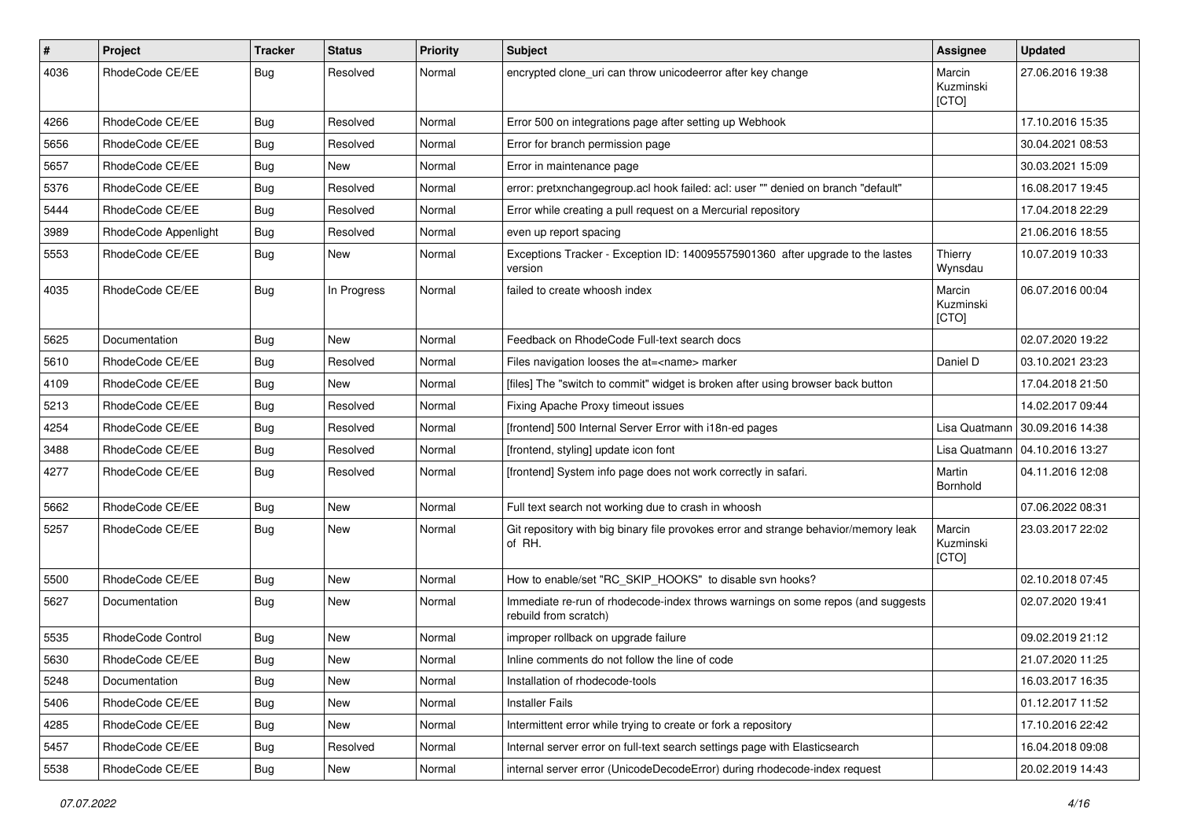| # | Project | Tracker | Status | Priority | Subject | Assignee | Updated |
|---|---|---|---|---|---|---|---|
| 4036 | RhodeCode CE/EE | Bug | Resolved | Normal | encrypted clone_uri can throw unicodeerror after key change | Marcin Kuzminski [CTO] | 27.06.2016 19:38 |
| 4266 | RhodeCode CE/EE | Bug | Resolved | Normal | Error 500 on integrations page after setting up Webhook | | 17.10.2016 15:35 |
| 5656 | RhodeCode CE/EE | Bug | Resolved | Normal | Error for branch permission page | | 30.04.2021 08:53 |
| 5657 | RhodeCode CE/EE | Bug | New | Normal | Error in maintenance page | | 30.03.2021 15:09 |
| 5376 | RhodeCode CE/EE | Bug | Resolved | Normal | error: pretxnchangegroup.acl hook failed: acl: user "" denied on branch "default" | | 16.08.2017 19:45 |
| 5444 | RhodeCode CE/EE | Bug | Resolved | Normal | Error while creating a pull request on a Mercurial repository | | 17.04.2018 22:29 |
| 3989 | RhodeCode Appenlight | Bug | Resolved | Normal | even up report spacing | | 21.06.2016 18:55 |
| 5553 | RhodeCode CE/EE | Bug | New | Normal | Exceptions Tracker - Exception ID: 140095575901360 after upgrade to the lastes version | Thierry Wynsdau | 10.07.2019 10:33 |
| 4035 | RhodeCode CE/EE | Bug | In Progress | Normal | failed to create whoosh index | Marcin Kuzminski [CTO] | 06.07.2016 00:04 |
| 5625 | Documentation | Bug | New | Normal | Feedback on RhodeCode Full-text search docs | | 02.07.2020 19:22 |
| 5610 | RhodeCode CE/EE | Bug | Resolved | Normal | Files navigation looses the at=<name> marker | Daniel D | 03.10.2021 23:23 |
| 4109 | RhodeCode CE/EE | Bug | New | Normal | [files] The "switch to commit" widget is broken after using browser back button | | 17.04.2018 21:50 |
| 5213 | RhodeCode CE/EE | Bug | Resolved | Normal | Fixing Apache Proxy timeout issues | | 14.02.2017 09:44 |
| 4254 | RhodeCode CE/EE | Bug | Resolved | Normal | [frontend] 500 Internal Server Error with i18n-ed pages | Lisa Quatmann | 30.09.2016 14:38 |
| 3488 | RhodeCode CE/EE | Bug | Resolved | Normal | [frontend, styling] update icon font | Lisa Quatmann | 04.10.2016 13:27 |
| 4277 | RhodeCode CE/EE | Bug | Resolved | Normal | [frontend] System info page does not work correctly in safari. | Martin Bornhold | 04.11.2016 12:08 |
| 5662 | RhodeCode CE/EE | Bug | New | Normal | Full text search not working due to crash in whoosh | | 07.06.2022 08:31 |
| 5257 | RhodeCode CE/EE | Bug | New | Normal | Git repository with big binary file provokes error and strange behavior/memory leak of RH. | Marcin Kuzminski [CTO] | 23.03.2017 22:02 |
| 5500 | RhodeCode CE/EE | Bug | New | Normal | How to enable/set "RC_SKIP_HOOKS" to disable svn hooks? | | 02.10.2018 07:45 |
| 5627 | Documentation | Bug | New | Normal | Immediate re-run of rhodecode-index throws warnings on some repos (and suggests rebuild from scratch) | | 02.07.2020 19:41 |
| 5535 | RhodeCode Control | Bug | New | Normal | improper rollback on upgrade failure | | 09.02.2019 21:12 |
| 5630 | RhodeCode CE/EE | Bug | New | Normal | Inline comments do not follow the line of code | | 21.07.2020 11:25 |
| 5248 | Documentation | Bug | New | Normal | Installation of rhodecode-tools | | 16.03.2017 16:35 |
| 5406 | RhodeCode CE/EE | Bug | New | Normal | Installer Fails | | 01.12.2017 11:52 |
| 4285 | RhodeCode CE/EE | Bug | New | Normal | Intermittent error while trying to create or fork a repository | | 17.10.2016 22:42 |
| 5457 | RhodeCode CE/EE | Bug | Resolved | Normal | Internal server error on full-text search settings page with Elasticsearch | | 16.04.2018 09:08 |
| 5538 | RhodeCode CE/EE | Bug | New | Normal | internal server error (UnicodeDecodeError) during rhodecode-index request | | 20.02.2019 14:43 |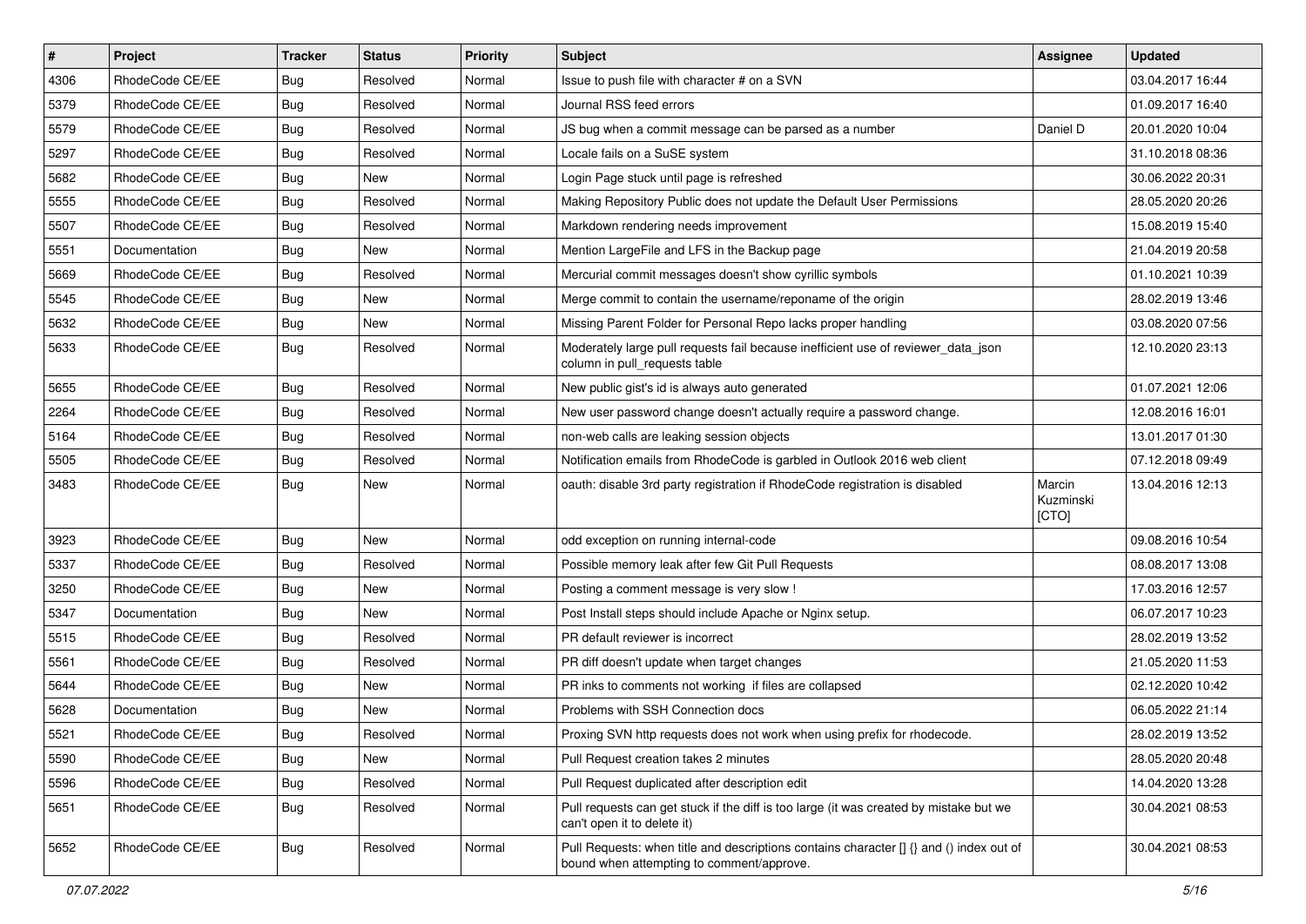| # | Project | Tracker | Status | Priority | Subject | Assignee | Updated |
|---|---|---|---|---|---|---|---|
| 4306 | RhodeCode CE/EE | Bug | Resolved | Normal | Issue to push file with character # on a SVN | | 03.04.2017 16:44 |
| 5379 | RhodeCode CE/EE | Bug | Resolved | Normal | Journal RSS feed errors | | 01.09.2017 16:40 |
| 5579 | RhodeCode CE/EE | Bug | Resolved | Normal | JS bug when a commit message can be parsed as a number | Daniel D | 20.01.2020 10:04 |
| 5297 | RhodeCode CE/EE | Bug | Resolved | Normal | Locale fails on a SuSE system | | 31.10.2018 08:36 |
| 5682 | RhodeCode CE/EE | Bug | New | Normal | Login Page stuck until page is refreshed | | 30.06.2022 20:31 |
| 5555 | RhodeCode CE/EE | Bug | Resolved | Normal | Making Repository Public does not update the Default User Permissions | | 28.05.2020 20:26 |
| 5507 | RhodeCode CE/EE | Bug | Resolved | Normal | Markdown rendering needs improvement | | 15.08.2019 15:40 |
| 5551 | Documentation | Bug | New | Normal | Mention LargeFile and LFS in the Backup page | | 21.04.2019 20:58 |
| 5669 | RhodeCode CE/EE | Bug | Resolved | Normal | Mercurial commit messages doesn't show cyrillic symbols | | 01.10.2021 10:39 |
| 5545 | RhodeCode CE/EE | Bug | New | Normal | Merge commit to contain the username/reponame of the origin | | 28.02.2019 13:46 |
| 5632 | RhodeCode CE/EE | Bug | New | Normal | Missing Parent Folder for Personal Repo lacks proper handling | | 03.08.2020 07:56 |
| 5633 | RhodeCode CE/EE | Bug | Resolved | Normal | Moderately large pull requests fail because inefficient use of reviewer_data_json column in pull_requests table | | 12.10.2020 23:13 |
| 5655 | RhodeCode CE/EE | Bug | Resolved | Normal | New public gist's id is always auto generated | | 01.07.2021 12:06 |
| 2264 | RhodeCode CE/EE | Bug | Resolved | Normal | New user password change doesn't actually require a password change. | | 12.08.2016 16:01 |
| 5164 | RhodeCode CE/EE | Bug | Resolved | Normal | non-web calls are leaking session objects | | 13.01.2017 01:30 |
| 5505 | RhodeCode CE/EE | Bug | Resolved | Normal | Notification emails from RhodeCode is garbled in Outlook 2016 web client | | 07.12.2018 09:49 |
| 3483 | RhodeCode CE/EE | Bug | New | Normal | oauth: disable 3rd party registration if RhodeCode registration is disabled | Marcin Kuzminski [CTO] | 13.04.2016 12:13 |
| 3923 | RhodeCode CE/EE | Bug | New | Normal | odd exception on running internal-code | | 09.08.2016 10:54 |
| 5337 | RhodeCode CE/EE | Bug | Resolved | Normal | Possible memory leak after few Git Pull Requests | | 08.08.2017 13:08 |
| 3250 | RhodeCode CE/EE | Bug | New | Normal | Posting a comment message is very slow ! | | 17.03.2016 12:57 |
| 5347 | Documentation | Bug | New | Normal | Post Install steps should include Apache or Nginx setup. | | 06.07.2017 10:23 |
| 5515 | RhodeCode CE/EE | Bug | Resolved | Normal | PR default reviewer is incorrect | | 28.02.2019 13:52 |
| 5561 | RhodeCode CE/EE | Bug | Resolved | Normal | PR diff doesn't update when target changes | | 21.05.2020 11:53 |
| 5644 | RhodeCode CE/EE | Bug | New | Normal | PR inks to comments not working if files are collapsed | | 02.12.2020 10:42 |
| 5628 | Documentation | Bug | New | Normal | Problems with SSH Connection docs | | 06.05.2022 21:14 |
| 5521 | RhodeCode CE/EE | Bug | Resolved | Normal | Proxing SVN http requests does not work when using prefix for rhodecode. | | 28.02.2019 13:52 |
| 5590 | RhodeCode CE/EE | Bug | New | Normal | Pull Request creation takes 2 minutes | | 28.05.2020 20:48 |
| 5596 | RhodeCode CE/EE | Bug | Resolved | Normal | Pull Request duplicated after description edit | | 14.04.2020 13:28 |
| 5651 | RhodeCode CE/EE | Bug | Resolved | Normal | Pull requests can get stuck if the diff is too large (it was created by mistake but we can't open it to delete it) | | 30.04.2021 08:53 |
| 5652 | RhodeCode CE/EE | Bug | Resolved | Normal | Pull Requests: when title and descriptions contains character [] {} and () index out of bound when attempting to comment/approve. | | 30.04.2021 08:53 |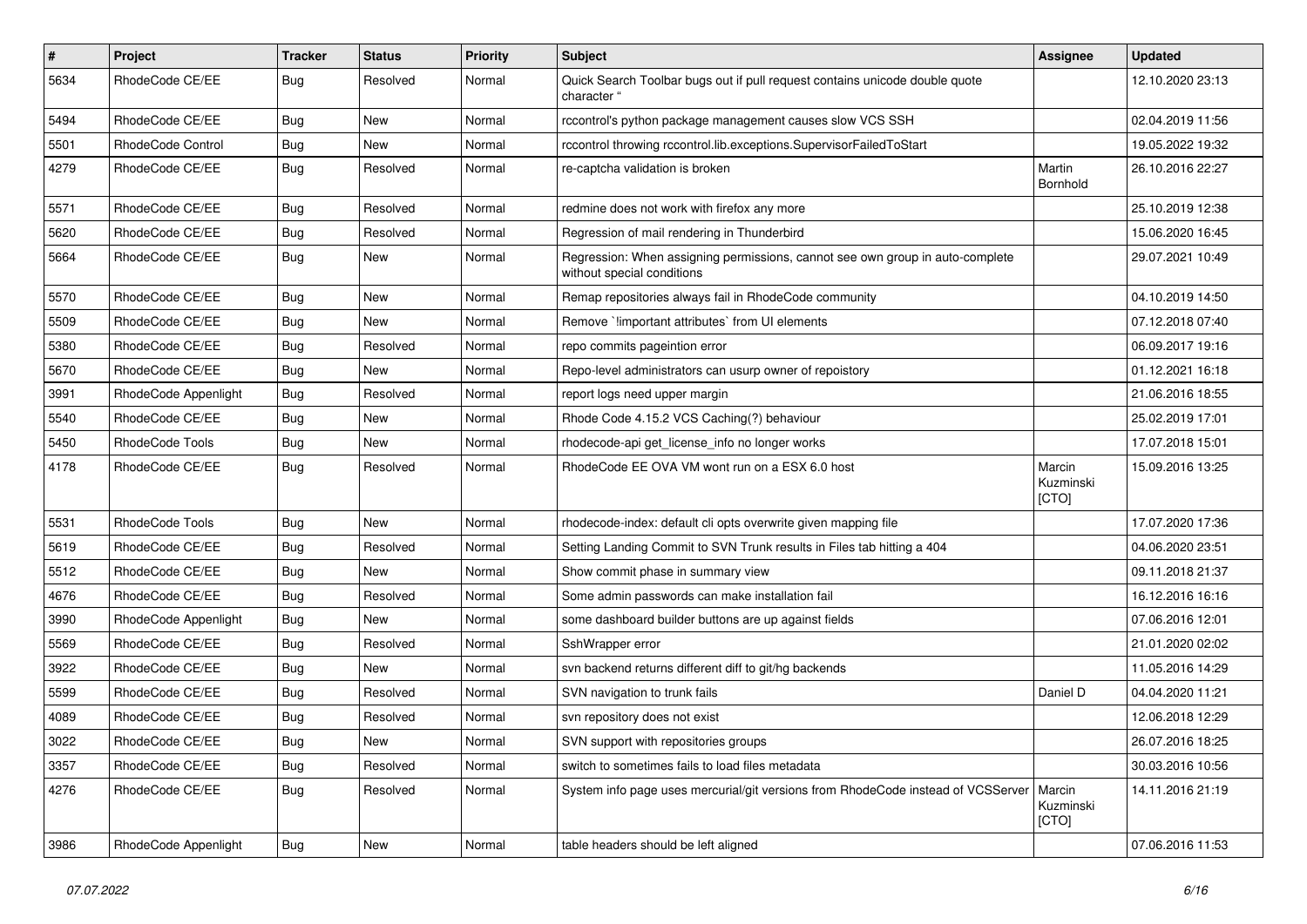| # | Project | Tracker | Status | Priority | Subject | Assignee | Updated |
|---|---|---|---|---|---|---|---|
| 5634 | RhodeCode CE/EE | Bug | Resolved | Normal | Quick Search Toolbar bugs out if pull request contains unicode double quote character " | | 12.10.2020 23:13 |
| 5494 | RhodeCode CE/EE | Bug | New | Normal | rccontrol's python package management causes slow VCS SSH | | 02.04.2019 11:56 |
| 5501 | RhodeCode Control | Bug | New | Normal | rccontrol throwing rccontrol.lib.exceptions.SupervisorFailedToStart | | 19.05.2022 19:32 |
| 4279 | RhodeCode CE/EE | Bug | Resolved | Normal | re-captcha validation is broken | Martin Bornhold | 26.10.2016 22:27 |
| 5571 | RhodeCode CE/EE | Bug | Resolved | Normal | redmine does not work with firefox any more | | 25.10.2019 12:38 |
| 5620 | RhodeCode CE/EE | Bug | Resolved | Normal | Regression of mail rendering in Thunderbird | | 15.06.2020 16:45 |
| 5664 | RhodeCode CE/EE | Bug | New | Normal | Regression: When assigning permissions, cannot see own group in auto-complete without special conditions | | 29.07.2021 10:49 |
| 5570 | RhodeCode CE/EE | Bug | New | Normal | Remap repositories always fail in RhodeCode community | | 04.10.2019 14:50 |
| 5509 | RhodeCode CE/EE | Bug | New | Normal | Remove `!important attributes` from UI elements | | 07.12.2018 07:40 |
| 5380 | RhodeCode CE/EE | Bug | Resolved | Normal | repo commits pageintion error | | 06.09.2017 19:16 |
| 5670 | RhodeCode CE/EE | Bug | New | Normal | Repo-level administrators can usurp owner of repoistory | | 01.12.2021 16:18 |
| 3991 | RhodeCode Appenlight | Bug | Resolved | Normal | report logs need upper margin | | 21.06.2016 18:55 |
| 5540 | RhodeCode CE/EE | Bug | New | Normal | Rhode Code 4.15.2 VCS Caching(?) behaviour | | 25.02.2019 17:01 |
| 5450 | RhodeCode Tools | Bug | New | Normal | rhodecode-api get_license_info no longer works | | 17.07.2018 15:01 |
| 4178 | RhodeCode CE/EE | Bug | Resolved | Normal | RhodeCode EE OVA VM wont run on a ESX 6.0 host | Marcin Kuzminski [CTO] | 15.09.2016 13:25 |
| 5531 | RhodeCode Tools | Bug | New | Normal | rhodecode-index: default cli opts overwrite given mapping file | | 17.07.2020 17:36 |
| 5619 | RhodeCode CE/EE | Bug | Resolved | Normal | Setting Landing Commit to SVN Trunk results in Files tab hitting a 404 | | 04.06.2020 23:51 |
| 5512 | RhodeCode CE/EE | Bug | New | Normal | Show commit phase in summary view | | 09.11.2018 21:37 |
| 4676 | RhodeCode CE/EE | Bug | Resolved | Normal | Some admin passwords can make installation fail | | 16.12.2016 16:16 |
| 3990 | RhodeCode Appenlight | Bug | New | Normal | some dashboard builder buttons are up against fields | | 07.06.2016 12:01 |
| 5569 | RhodeCode CE/EE | Bug | Resolved | Normal | SshWrapper error | | 21.01.2020 02:02 |
| 3922 | RhodeCode CE/EE | Bug | New | Normal | svn backend returns different diff to git/hg backends | | 11.05.2016 14:29 |
| 5599 | RhodeCode CE/EE | Bug | Resolved | Normal | SVN navigation to trunk fails | Daniel D | 04.04.2020 11:21 |
| 4089 | RhodeCode CE/EE | Bug | Resolved | Normal | svn repository does not exist | | 12.06.2018 12:29 |
| 3022 | RhodeCode CE/EE | Bug | New | Normal | SVN support with repositories groups | | 26.07.2016 18:25 |
| 3357 | RhodeCode CE/EE | Bug | Resolved | Normal | switch to sometimes fails to load files metadata | | 30.03.2016 10:56 |
| 4276 | RhodeCode CE/EE | Bug | Resolved | Normal | System info page uses mercurial/git versions from RhodeCode instead of VCSServer | Marcin Kuzminski [CTO] | 14.11.2016 21:19 |
| 3986 | RhodeCode Appenlight | Bug | New | Normal | table headers should be left aligned | | 07.06.2016 11:53 |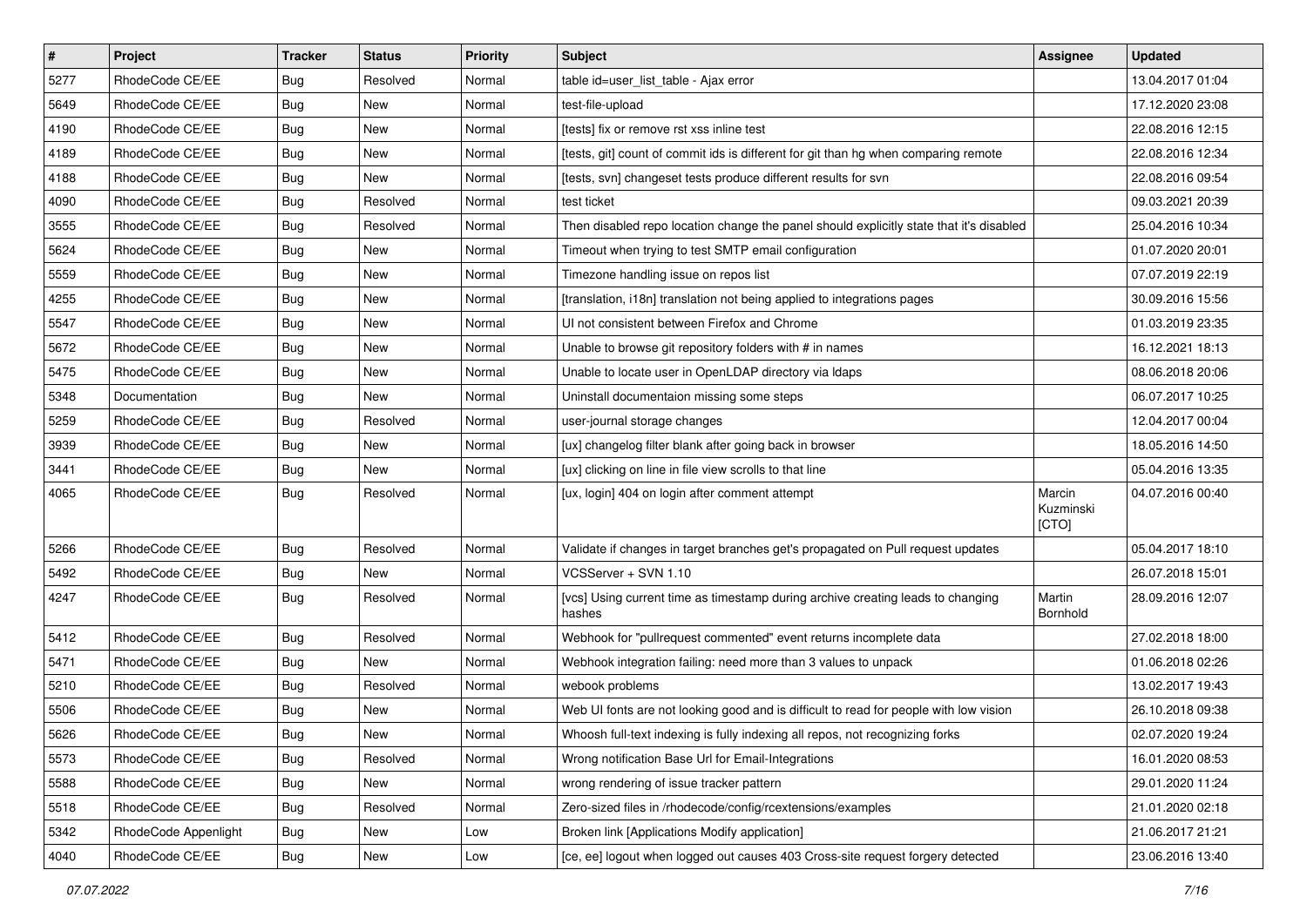| # | Project | Tracker | Status | Priority | Subject | Assignee | Updated |
|---|---|---|---|---|---|---|---|
| 5277 | RhodeCode CE/EE | Bug | Resolved | Normal | table id=user_list_table - Ajax error | | 13.04.2017 01:04 |
| 5649 | RhodeCode CE/EE | Bug | New | Normal | test-file-upload | | 17.12.2020 23:08 |
| 4190 | RhodeCode CE/EE | Bug | New | Normal | [tests] fix or remove rst xss inline test | | 22.08.2016 12:15 |
| 4189 | RhodeCode CE/EE | Bug | New | Normal | [tests, git] count of commit ids is different for git than hg when comparing remote | | 22.08.2016 12:34 |
| 4188 | RhodeCode CE/EE | Bug | New | Normal | [tests, svn] changeset tests produce different results for svn | | 22.08.2016 09:54 |
| 4090 | RhodeCode CE/EE | Bug | Resolved | Normal | test ticket | | 09.03.2021 20:39 |
| 3555 | RhodeCode CE/EE | Bug | Resolved | Normal | Then disabled repo location change the panel should explicitly state that it's disabled | | 25.04.2016 10:34 |
| 5624 | RhodeCode CE/EE | Bug | New | Normal | Timeout when trying to test SMTP email configuration | | 01.07.2020 20:01 |
| 5559 | RhodeCode CE/EE | Bug | New | Normal | Timezone handling issue on repos list | | 07.07.2019 22:19 |
| 4255 | RhodeCode CE/EE | Bug | New | Normal | [translation, i18n] translation not being applied to integrations pages | | 30.09.2016 15:56 |
| 5547 | RhodeCode CE/EE | Bug | New | Normal | UI not consistent between Firefox and Chrome | | 01.03.2019 23:35 |
| 5672 | RhodeCode CE/EE | Bug | New | Normal | Unable to browse git repository folders with # in names | | 16.12.2021 18:13 |
| 5475 | RhodeCode CE/EE | Bug | New | Normal | Unable to locate user in OpenLDAP directory via ldaps | | 08.06.2018 20:06 |
| 5348 | Documentation | Bug | New | Normal | Uninstall documentaion missing some steps | | 06.07.2017 10:25 |
| 5259 | RhodeCode CE/EE | Bug | Resolved | Normal | user-journal storage changes | | 12.04.2017 00:04 |
| 3939 | RhodeCode CE/EE | Bug | New | Normal | [ux] changelog filter blank after going back in browser | | 18.05.2016 14:50 |
| 3441 | RhodeCode CE/EE | Bug | New | Normal | [ux] clicking on line in file view scrolls to that line | | 05.04.2016 13:35 |
| 4065 | RhodeCode CE/EE | Bug | Resolved | Normal | [ux, login] 404 on login after comment attempt | Marcin Kuzminski [CTO] | 04.07.2016 00:40 |
| 5266 | RhodeCode CE/EE | Bug | Resolved | Normal | Validate if changes in target branches get's propagated on Pull request updates | | 05.04.2017 18:10 |
| 5492 | RhodeCode CE/EE | Bug | New | Normal | VCSServer + SVN 1.10 | | 26.07.2018 15:01 |
| 4247 | RhodeCode CE/EE | Bug | Resolved | Normal | [vcs] Using current time as timestamp during archive creating leads to changing hashes | Martin Bornhold | 28.09.2016 12:07 |
| 5412 | RhodeCode CE/EE | Bug | Resolved | Normal | Webhook for "pullrequest commented" event returns incomplete data | | 27.02.2018 18:00 |
| 5471 | RhodeCode CE/EE | Bug | New | Normal | Webhook integration failing: need more than 3 values to unpack | | 01.06.2018 02:26 |
| 5210 | RhodeCode CE/EE | Bug | Resolved | Normal | webook problems | | 13.02.2017 19:43 |
| 5506 | RhodeCode CE/EE | Bug | New | Normal | Web UI fonts are not looking good and is difficult to read for people with low vision | | 26.10.2018 09:38 |
| 5626 | RhodeCode CE/EE | Bug | New | Normal | Whoosh full-text indexing is fully indexing all repos, not recognizing forks | | 02.07.2020 19:24 |
| 5573 | RhodeCode CE/EE | Bug | Resolved | Normal | Wrong notification Base Url for Email-Integrations | | 16.01.2020 08:53 |
| 5588 | RhodeCode CE/EE | Bug | New | Normal | wrong rendering of issue tracker pattern | | 29.01.2020 11:24 |
| 5518 | RhodeCode CE/EE | Bug | Resolved | Normal | Zero-sized files in /rhodecode/config/rcextensions/examples | | 21.01.2020 02:18 |
| 5342 | RhodeCode Appenlight | Bug | New | Low | Broken link [Applications Modify application] | | 21.06.2017 21:21 |
| 4040 | RhodeCode CE/EE | Bug | New | Low | [ce, ee] logout when logged out causes 403 Cross-site request forgery detected | | 23.06.2016 13:40 |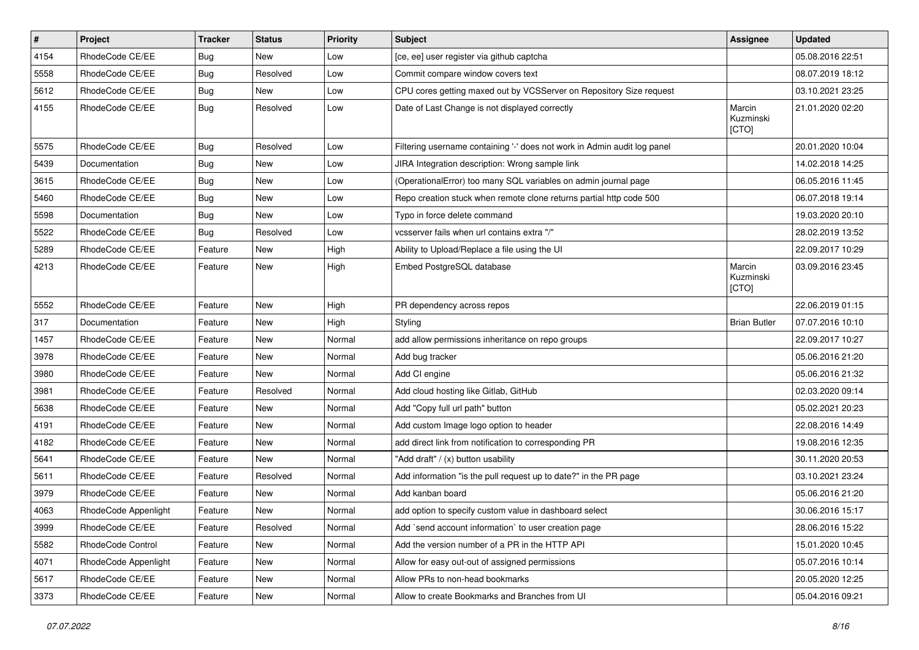| # | Project | Tracker | Status | Priority | Subject | Assignee | Updated |
| --- | --- | --- | --- | --- | --- | --- | --- |
| 4154 | RhodeCode CE/EE | Bug | New | Low | [ce, ee] user register via github captcha | | 05.08.2016 22:51 |
| 5558 | RhodeCode CE/EE | Bug | Resolved | Low | Commit compare window covers text | | 08.07.2019 18:12 |
| 5612 | RhodeCode CE/EE | Bug | New | Low | CPU cores getting maxed out by VCSServer on Repository Size request | | 03.10.2021 23:25 |
| 4155 | RhodeCode CE/EE | Bug | Resolved | Low | Date of Last Change is not displayed correctly | Marcin Kuzminski [CTO] | 21.01.2020 02:20 |
| 5575 | RhodeCode CE/EE | Bug | Resolved | Low | Filtering username containing '-' does not work in Admin audit log panel | | 20.01.2020 10:04 |
| 5439 | Documentation | Bug | New | Low | JIRA Integration description: Wrong sample link | | 14.02.2018 14:25 |
| 3615 | RhodeCode CE/EE | Bug | New | Low | (OperationalError) too many SQL variables on admin journal page | | 06.05.2016 11:45 |
| 5460 | RhodeCode CE/EE | Bug | New | Low | Repo creation stuck when remote clone returns partial http code 500 | | 06.07.2018 19:14 |
| 5598 | Documentation | Bug | New | Low | Typo in force delete command | | 19.03.2020 20:10 |
| 5522 | RhodeCode CE/EE | Bug | Resolved | Low | vcsserver fails when url contains extra "/" | | 28.02.2019 13:52 |
| 5289 | RhodeCode CE/EE | Feature | New | High | Ability to Upload/Replace a file using the UI | | 22.09.2017 10:29 |
| 4213 | RhodeCode CE/EE | Feature | New | High | Embed PostgreSQL database | Marcin Kuzminski [CTO] | 03.09.2016 23:45 |
| 5552 | RhodeCode CE/EE | Feature | New | High | PR dependency across repos | | 22.06.2019 01:15 |
| 317 | Documentation | Feature | New | High | Styling | Brian Butler | 07.07.2016 10:10 |
| 1457 | RhodeCode CE/EE | Feature | New | Normal | add allow permissions inheritance on repo groups | | 22.09.2017 10:27 |
| 3978 | RhodeCode CE/EE | Feature | New | Normal | Add bug tracker | | 05.06.2016 21:20 |
| 3980 | RhodeCode CE/EE | Feature | New | Normal | Add CI engine | | 05.06.2016 21:32 |
| 3981 | RhodeCode CE/EE | Feature | Resolved | Normal | Add cloud hosting like Gitlab, GitHub | | 02.03.2020 09:14 |
| 5638 | RhodeCode CE/EE | Feature | New | Normal | Add "Copy full url path" button | | 05.02.2021 20:23 |
| 4191 | RhodeCode CE/EE | Feature | New | Normal | Add custom Image logo option to header | | 22.08.2016 14:49 |
| 4182 | RhodeCode CE/EE | Feature | New | Normal | add direct link from notification to corresponding PR | | 19.08.2016 12:35 |
| 5641 | RhodeCode CE/EE | Feature | New | Normal | "Add draft" / (x) button usability | | 30.11.2020 20:53 |
| 5611 | RhodeCode CE/EE | Feature | Resolved | Normal | Add information "is the pull request up to date?" in the PR page | | 03.10.2021 23:24 |
| 3979 | RhodeCode CE/EE | Feature | New | Normal | Add kanban board | | 05.06.2016 21:20 |
| 4063 | RhodeCode Appenlight | Feature | New | Normal | add option to specify custom value in dashboard select | | 30.06.2016 15:17 |
| 3999 | RhodeCode CE/EE | Feature | Resolved | Normal | Add `send account information` to user creation page | | 28.06.2016 15:22 |
| 5582 | RhodeCode Control | Feature | New | Normal | Add the version number of a PR in the HTTP API | | 15.01.2020 10:45 |
| 4071 | RhodeCode Appenlight | Feature | New | Normal | Allow for easy out-out of assigned permissions | | 05.07.2016 10:14 |
| 5617 | RhodeCode CE/EE | Feature | New | Normal | Allow PRs to non-head bookmarks | | 20.05.2020 12:25 |
| 3373 | RhodeCode CE/EE | Feature | New | Normal | Allow to create Bookmarks and Branches from UI | | 05.04.2016 09:21 |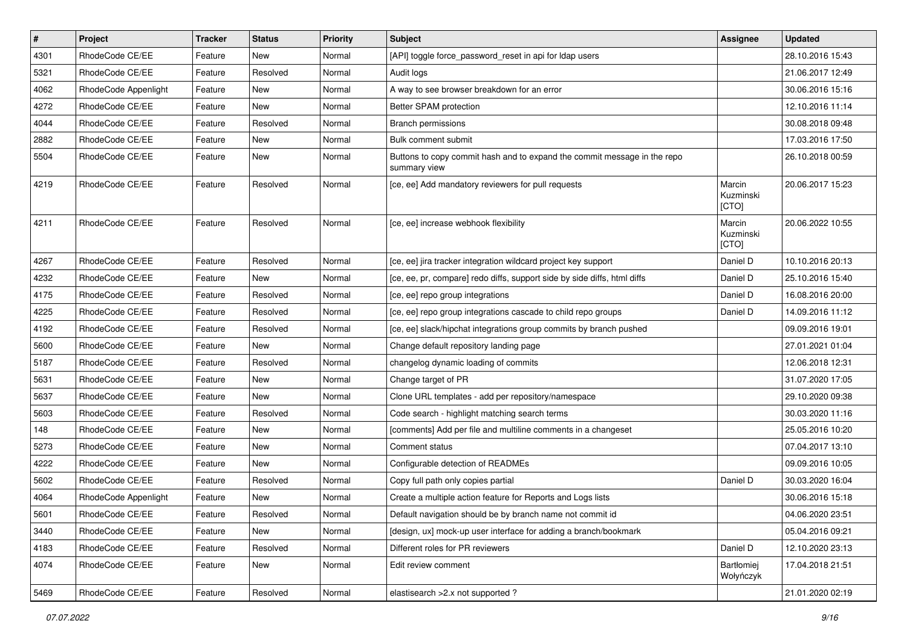| # | Project | Tracker | Status | Priority | Subject | Assignee | Updated |
|---|---|---|---|---|---|---|---|
| 4301 | RhodeCode CE/EE | Feature | New | Normal | [API] toggle force_password_reset in api for ldap users | | 28.10.2016 15:43 |
| 5321 | RhodeCode CE/EE | Feature | Resolved | Normal | Audit logs | | 21.06.2017 12:49 |
| 4062 | RhodeCode Appenlight | Feature | New | Normal | A way to see browser breakdown for an error | | 30.06.2016 15:16 |
| 4272 | RhodeCode CE/EE | Feature | New | Normal | Better SPAM protection | | 12.10.2016 11:14 |
| 4044 | RhodeCode CE/EE | Feature | Resolved | Normal | Branch permissions | | 30.08.2018 09:48 |
| 2882 | RhodeCode CE/EE | Feature | New | Normal | Bulk comment submit | | 17.03.2016 17:50 |
| 5504 | RhodeCode CE/EE | Feature | New | Normal | Buttons to copy commit hash and to expand the commit message in the repo summary view | | 26.10.2018 00:59 |
| 4219 | RhodeCode CE/EE | Feature | Resolved | Normal | [ce, ee] Add mandatory reviewers for pull requests | Marcin Kuzminski [CTO] | 20.06.2017 15:23 |
| 4211 | RhodeCode CE/EE | Feature | Resolved | Normal | [ce, ee] increase webhook flexibility | Marcin Kuzminski [CTO] | 20.06.2022 10:55 |
| 4267 | RhodeCode CE/EE | Feature | Resolved | Normal | [ce, ee] jira tracker integration wildcard project key support | Daniel D | 10.10.2016 20:13 |
| 4232 | RhodeCode CE/EE | Feature | New | Normal | [ce, ee, pr, compare] redo diffs, support side by side diffs, html diffs | Daniel D | 25.10.2016 15:40 |
| 4175 | RhodeCode CE/EE | Feature | Resolved | Normal | [ce, ee] repo group integrations | Daniel D | 16.08.2016 20:00 |
| 4225 | RhodeCode CE/EE | Feature | Resolved | Normal | [ce, ee] repo group integrations cascade to child repo groups | Daniel D | 14.09.2016 11:12 |
| 4192 | RhodeCode CE/EE | Feature | Resolved | Normal | [ce, ee] slack/hipchat integrations group commits by branch pushed | | 09.09.2016 19:01 |
| 5600 | RhodeCode CE/EE | Feature | New | Normal | Change default repository landing page | | 27.01.2021 01:04 |
| 5187 | RhodeCode CE/EE | Feature | Resolved | Normal | changelog dynamic loading of commits | | 12.06.2018 12:31 |
| 5631 | RhodeCode CE/EE | Feature | New | Normal | Change target of PR | | 31.07.2020 17:05 |
| 5637 | RhodeCode CE/EE | Feature | New | Normal | Clone URL templates - add per repository/namespace | | 29.10.2020 09:38 |
| 5603 | RhodeCode CE/EE | Feature | Resolved | Normal | Code search - highlight matching search terms | | 30.03.2020 11:16 |
| 148 | RhodeCode CE/EE | Feature | New | Normal | [comments] Add per file and multiline comments in a changeset | | 25.05.2016 10:20 |
| 5273 | RhodeCode CE/EE | Feature | New | Normal | Comment status | | 07.04.2017 13:10 |
| 4222 | RhodeCode CE/EE | Feature | New | Normal | Configurable detection of READMEs | | 09.09.2016 10:05 |
| 5602 | RhodeCode CE/EE | Feature | Resolved | Normal | Copy full path only copies partial | Daniel D | 30.03.2020 16:04 |
| 4064 | RhodeCode Appenlight | Feature | New | Normal | Create a multiple action feature for Reports and Logs lists | | 30.06.2016 15:18 |
| 5601 | RhodeCode CE/EE | Feature | Resolved | Normal | Default navigation should be by branch name not commit id | | 04.06.2020 23:51 |
| 3440 | RhodeCode CE/EE | Feature | New | Normal | [design, ux] mock-up user interface for adding a branch/bookmark | | 05.04.2016 09:21 |
| 4183 | RhodeCode CE/EE | Feature | Resolved | Normal | Different roles for PR reviewers | Daniel D | 12.10.2020 23:13 |
| 4074 | RhodeCode CE/EE | Feature | New | Normal | Edit review comment | Bartłomiej Wołyńczyk | 17.04.2018 21:51 |
| 5469 | RhodeCode CE/EE | Feature | Resolved | Normal | elastisearch >2.x not supported ? | | 21.01.2020 02:19 |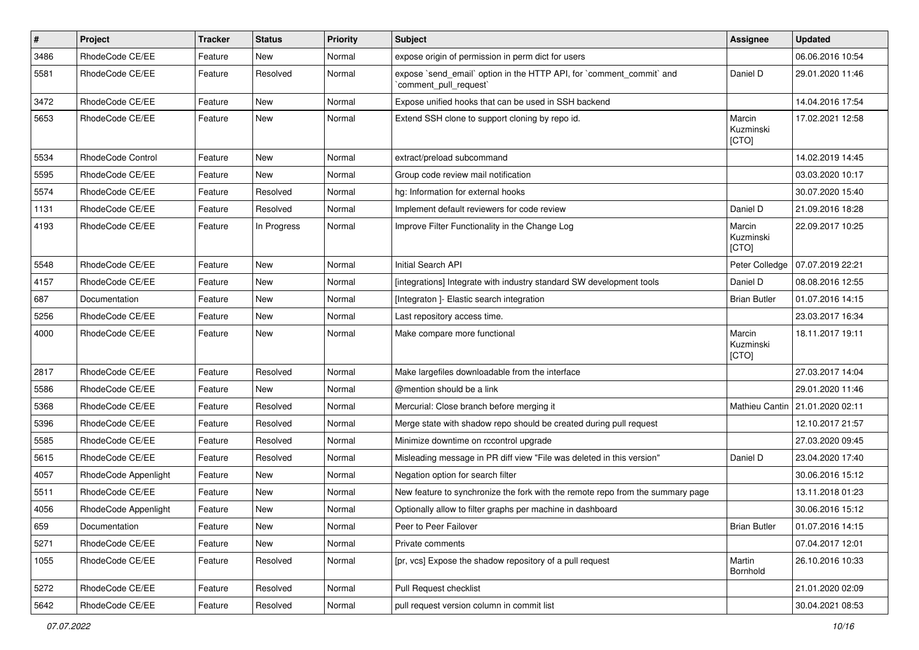| # | Project | Tracker | Status | Priority | Subject | Assignee | Updated |
|---|---|---|---|---|---|---|---|
| 3486 | RhodeCode CE/EE | Feature | New | Normal | expose origin of permission in perm dict for users |  | 06.06.2016 10:54 |
| 5581 | RhodeCode CE/EE | Feature | Resolved | Normal | expose `send_email` option in the HTTP API, for `comment_commit` and `comment_pull_request` | Daniel D | 29.01.2020 11:46 |
| 3472 | RhodeCode CE/EE | Feature | New | Normal | Expose unified hooks that can be used in SSH backend |  | 14.04.2016 17:54 |
| 5653 | RhodeCode CE/EE | Feature | New | Normal | Extend SSH clone to support cloning by repo id. | Marcin Kuzminski [CTO] | 17.02.2021 12:58 |
| 5534 | RhodeCode Control | Feature | New | Normal | extract/preload subcommand |  | 14.02.2019 14:45 |
| 5595 | RhodeCode CE/EE | Feature | New | Normal | Group code review mail notification |  | 03.03.2020 10:17 |
| 5574 | RhodeCode CE/EE | Feature | Resolved | Normal | hg: Information for external hooks |  | 30.07.2020 15:40 |
| 1131 | RhodeCode CE/EE | Feature | Resolved | Normal | Implement default reviewers for code review | Daniel D | 21.09.2016 18:28 |
| 4193 | RhodeCode CE/EE | Feature | In Progress | Normal | Improve Filter Functionality in the Change Log | Marcin Kuzminski [CTO] | 22.09.2017 10:25 |
| 5548 | RhodeCode CE/EE | Feature | New | Normal | Initial Search API | Peter Colledge | 07.07.2019 22:21 |
| 4157 | RhodeCode CE/EE | Feature | New | Normal | [integrations] Integrate with industry standard SW development tools | Daniel D | 08.08.2016 12:55 |
| 687 | Documentation | Feature | New | Normal | [Integraton ]- Elastic search integration | Brian Butler | 01.07.2016 14:15 |
| 5256 | RhodeCode CE/EE | Feature | New | Normal | Last repository access time. |  | 23.03.2017 16:34 |
| 4000 | RhodeCode CE/EE | Feature | New | Normal | Make compare more functional | Marcin Kuzminski [CTO] | 18.11.2017 19:11 |
| 2817 | RhodeCode CE/EE | Feature | Resolved | Normal | Make largefiles downloadable from the interface |  | 27.03.2017 14:04 |
| 5586 | RhodeCode CE/EE | Feature | New | Normal | @mention should be a link |  | 29.01.2020 11:46 |
| 5368 | RhodeCode CE/EE | Feature | Resolved | Normal | Mercurial: Close branch before merging it | Mathieu Cantin | 21.01.2020 02:11 |
| 5396 | RhodeCode CE/EE | Feature | Resolved | Normal | Merge state with shadow repo should be created during pull request |  | 12.10.2017 21:57 |
| 5585 | RhodeCode CE/EE | Feature | Resolved | Normal | Minimize downtime on rccontrol upgrade |  | 27.03.2020 09:45 |
| 5615 | RhodeCode CE/EE | Feature | Resolved | Normal | Misleading message in PR diff view "File was deleted in this version" | Daniel D | 23.04.2020 17:40 |
| 4057 | RhodeCode Appenlight | Feature | New | Normal | Negation option for search filter |  | 30.06.2016 15:12 |
| 5511 | RhodeCode CE/EE | Feature | New | Normal | New feature to synchronize the fork with the remote repo from the summary page |  | 13.11.2018 01:23 |
| 4056 | RhodeCode Appenlight | Feature | New | Normal | Optionally allow to filter graphs per machine in dashboard |  | 30.06.2016 15:12 |
| 659 | Documentation | Feature | New | Normal | Peer to Peer Failover | Brian Butler | 01.07.2016 14:15 |
| 5271 | RhodeCode CE/EE | Feature | New | Normal | Private comments |  | 07.04.2017 12:01 |
| 1055 | RhodeCode CE/EE | Feature | Resolved | Normal | [pr, vcs] Expose the shadow repository of a pull request | Martin Bornhold | 26.10.2016 10:33 |
| 5272 | RhodeCode CE/EE | Feature | Resolved | Normal | Pull Request checklist |  | 21.01.2020 02:09 |
| 5642 | RhodeCode CE/EE | Feature | Resolved | Normal | pull request version column in commit list |  | 30.04.2021 08:53 |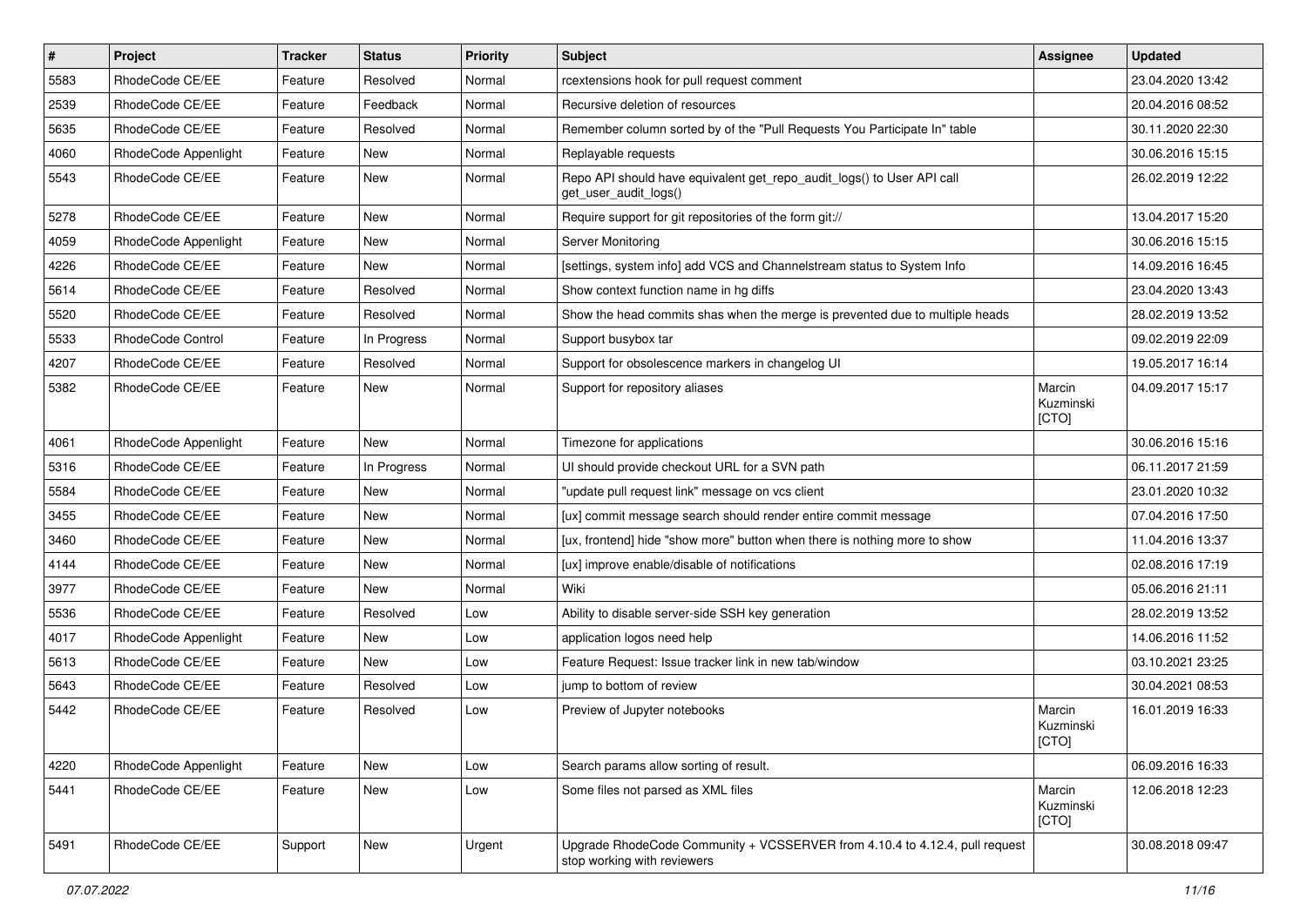| # | Project | Tracker | Status | Priority | Subject | Assignee | Updated |
|---|---|---|---|---|---|---|---|
| 5583 | RhodeCode CE/EE | Feature | Resolved | Normal | rcextensions hook for pull request comment | | 23.04.2020 13:42 |
| 2539 | RhodeCode CE/EE | Feature | Feedback | Normal | Recursive deletion of resources | | 20.04.2016 08:52 |
| 5635 | RhodeCode CE/EE | Feature | Resolved | Normal | Remember column sorted by of the "Pull Requests You Participate In" table | | 30.11.2020 22:30 |
| 4060 | RhodeCode Appenlight | Feature | New | Normal | Replayable requests | | 30.06.2016 15:15 |
| 5543 | RhodeCode CE/EE | Feature | New | Normal | Repo API should have equivalent get_repo_audit_logs() to User API call get_user_audit_logs() | | 26.02.2019 12:22 |
| 5278 | RhodeCode CE/EE | Feature | New | Normal | Require support for git repositories of the form git:// | | 13.04.2017 15:20 |
| 4059 | RhodeCode Appenlight | Feature | New | Normal | Server Monitoring | | 30.06.2016 15:15 |
| 4226 | RhodeCode CE/EE | Feature | New | Normal | [settings, system info] add VCS and Channelstream status to System Info | | 14.09.2016 16:45 |
| 5614 | RhodeCode CE/EE | Feature | Resolved | Normal | Show context function name in hg diffs | | 23.04.2020 13:43 |
| 5520 | RhodeCode CE/EE | Feature | Resolved | Normal | Show the head commits shas when the merge is prevented due to multiple heads | | 28.02.2019 13:52 |
| 5533 | RhodeCode Control | Feature | In Progress | Normal | Support busybox tar | | 09.02.2019 22:09 |
| 4207 | RhodeCode CE/EE | Feature | Resolved | Normal | Support for obsolescence markers in changelog UI | | 19.05.2017 16:14 |
| 5382 | RhodeCode CE/EE | Feature | New | Normal | Support for repository aliases | Marcin Kuzminski [CTO] | 04.09.2017 15:17 |
| 4061 | RhodeCode Appenlight | Feature | New | Normal | Timezone for applications | | 30.06.2016 15:16 |
| 5316 | RhodeCode CE/EE | Feature | In Progress | Normal | UI should provide checkout URL for a SVN path | | 06.11.2017 21:59 |
| 5584 | RhodeCode CE/EE | Feature | New | Normal | "update pull request link" message on vcs client | | 23.01.2020 10:32 |
| 3455 | RhodeCode CE/EE | Feature | New | Normal | [ux] commit message search should render entire commit message | | 07.04.2016 17:50 |
| 3460 | RhodeCode CE/EE | Feature | New | Normal | [ux, frontend] hide "show more" button when there is nothing more to show | | 11.04.2016 13:37 |
| 4144 | RhodeCode CE/EE | Feature | New | Normal | [ux] improve enable/disable of notifications | | 02.08.2016 17:19 |
| 3977 | RhodeCode CE/EE | Feature | New | Normal | Wiki | | 05.06.2016 21:11 |
| 5536 | RhodeCode CE/EE | Feature | Resolved | Low | Ability to disable server-side SSH key generation | | 28.02.2019 13:52 |
| 4017 | RhodeCode Appenlight | Feature | New | Low | application logos need help | | 14.06.2016 11:52 |
| 5613 | RhodeCode CE/EE | Feature | New | Low | Feature Request: Issue tracker link in new tab/window | | 03.10.2021 23:25 |
| 5643 | RhodeCode CE/EE | Feature | Resolved | Low | jump to bottom of review | | 30.04.2021 08:53 |
| 5442 | RhodeCode CE/EE | Feature | Resolved | Low | Preview of Jupyter notebooks | Marcin Kuzminski [CTO] | 16.01.2019 16:33 |
| 4220 | RhodeCode Appenlight | Feature | New | Low | Search params allow sorting of result. | | 06.09.2016 16:33 |
| 5441 | RhodeCode CE/EE | Feature | New | Low | Some files not parsed as XML files | Marcin Kuzminski [CTO] | 12.06.2018 12:23 |
| 5491 | RhodeCode CE/EE | Support | New | Urgent | Upgrade RhodeCode Community + VCSSERVER from 4.10.4 to 4.12.4, pull request stop working with reviewers | | 30.08.2018 09:47 |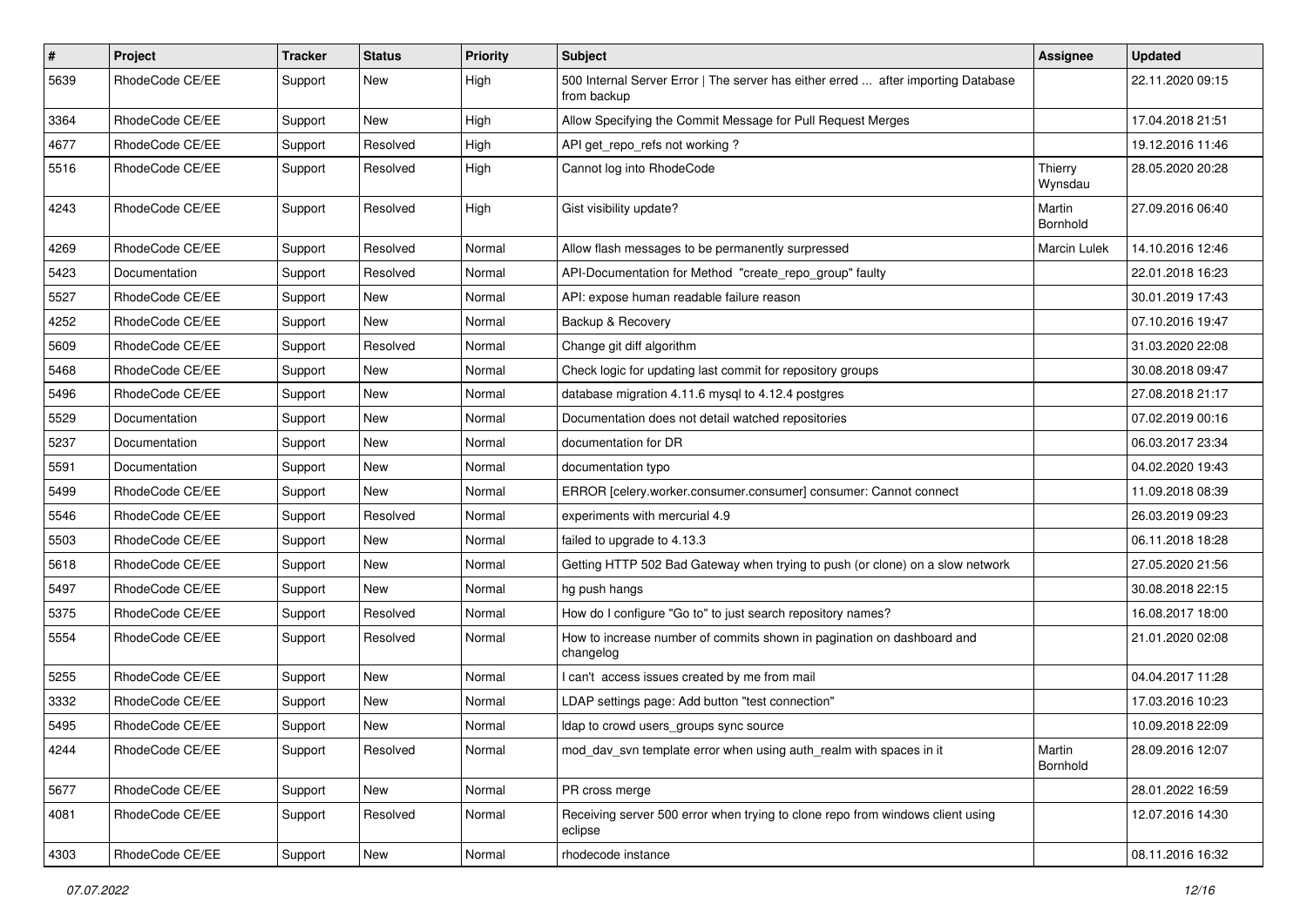| # | Project | Tracker | Status | Priority | Subject | Assignee | Updated |
|---|---|---|---|---|---|---|---|
| 5639 | RhodeCode CE/EE | Support | New | High | 500 Internal Server Error \| The server has either erred ... after importing Database from backup | | 22.11.2020 09:15 |
| 3364 | RhodeCode CE/EE | Support | New | High | Allow Specifying the Commit Message for Pull Request Merges | | 17.04.2018 21:51 |
| 4677 | RhodeCode CE/EE | Support | Resolved | High | API get_repo_refs not working ? | | 19.12.2016 11:46 |
| 5516 | RhodeCode CE/EE | Support | Resolved | High | Cannot log into RhodeCode | Thierry Wynsdau | 28.05.2020 20:28 |
| 4243 | RhodeCode CE/EE | Support | Resolved | High | Gist visibility update? | Martin Bornhold | 27.09.2016 06:40 |
| 4269 | RhodeCode CE/EE | Support | Resolved | Normal | Allow flash messages to be permanently surpressed | Marcin Lulek | 14.10.2016 12:46 |
| 5423 | Documentation | Support | Resolved | Normal | API-Documentation for Method "create_repo_group" faulty | | 22.01.2018 16:23 |
| 5527 | RhodeCode CE/EE | Support | New | Normal | API: expose human readable failure reason | | 30.01.2019 17:43 |
| 4252 | RhodeCode CE/EE | Support | New | Normal | Backup & Recovery | | 07.10.2016 19:47 |
| 5609 | RhodeCode CE/EE | Support | Resolved | Normal | Change git diff algorithm | | 31.03.2020 22:08 |
| 5468 | RhodeCode CE/EE | Support | New | Normal | Check logic for updating last commit for repository groups | | 30.08.2018 09:47 |
| 5496 | RhodeCode CE/EE | Support | New | Normal | database migration 4.11.6 mysql to 4.12.4 postgres | | 27.08.2018 21:17 |
| 5529 | Documentation | Support | New | Normal | Documentation does not detail watched repositories | | 07.02.2019 00:16 |
| 5237 | Documentation | Support | New | Normal | documentation for DR | | 06.03.2017 23:34 |
| 5591 | Documentation | Support | New | Normal | documentation typo | | 04.02.2020 19:43 |
| 5499 | RhodeCode CE/EE | Support | New | Normal | ERROR [celery.worker.consumer.consumer] consumer: Cannot connect | | 11.09.2018 08:39 |
| 5546 | RhodeCode CE/EE | Support | Resolved | Normal | experiments with mercurial 4.9 | | 26.03.2019 09:23 |
| 5503 | RhodeCode CE/EE | Support | New | Normal | failed to upgrade to 4.13.3 | | 06.11.2018 18:28 |
| 5618 | RhodeCode CE/EE | Support | New | Normal | Getting HTTP 502 Bad Gateway when trying to push (or clone) on a slow network | | 27.05.2020 21:56 |
| 5497 | RhodeCode CE/EE | Support | New | Normal | hg push hangs | | 30.08.2018 22:15 |
| 5375 | RhodeCode CE/EE | Support | Resolved | Normal | How do I configure "Go to" to just search repository names? | | 16.08.2017 18:00 |
| 5554 | RhodeCode CE/EE | Support | Resolved | Normal | How to increase number of commits shown in pagination on dashboard and changelog | | 21.01.2020 02:08 |
| 5255 | RhodeCode CE/EE | Support | New | Normal | I can't access issues created by me from mail | | 04.04.2017 11:28 |
| 3332 | RhodeCode CE/EE | Support | New | Normal | LDAP settings page: Add button "test connection" | | 17.03.2016 10:23 |
| 5495 | RhodeCode CE/EE | Support | New | Normal | ldap to crowd users_groups sync source | | 10.09.2018 22:09 |
| 4244 | RhodeCode CE/EE | Support | Resolved | Normal | mod_dav_svn template error when using auth_realm with spaces in it | Martin Bornhold | 28.09.2016 12:07 |
| 5677 | RhodeCode CE/EE | Support | New | Normal | PR cross merge | | 28.01.2022 16:59 |
| 4081 | RhodeCode CE/EE | Support | Resolved | Normal | Receiving server 500 error when trying to clone repo from windows client using eclipse | | 12.07.2016 14:30 |
| 4303 | RhodeCode CE/EE | Support | New | Normal | rhodecode instance | | 08.11.2016 16:32 |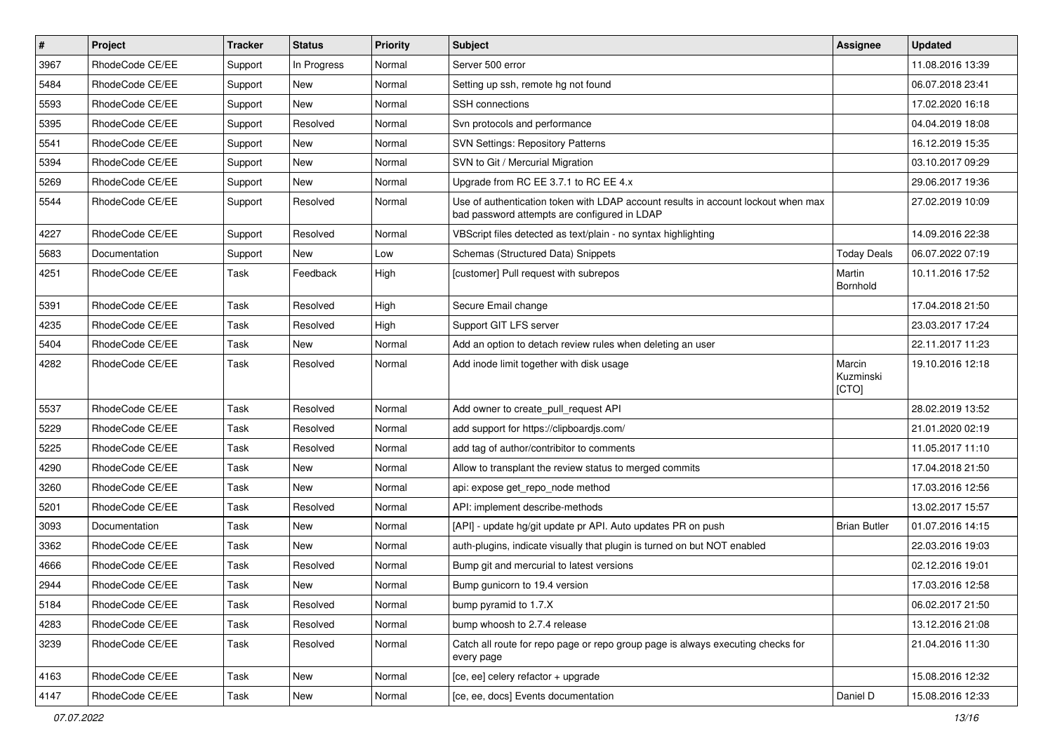| # | Project | Tracker | Status | Priority | Subject | Assignee | Updated |
|---|---|---|---|---|---|---|---|
| 3967 | RhodeCode CE/EE | Support | In Progress | Normal | Server 500 error | | 11.08.2016 13:39 |
| 5484 | RhodeCode CE/EE | Support | New | Normal | Setting up ssh, remote hg not found | | 06.07.2018 23:41 |
| 5593 | RhodeCode CE/EE | Support | New | Normal | SSH connections | | 17.02.2020 16:18 |
| 5395 | RhodeCode CE/EE | Support | Resolved | Normal | Svn protocols and performance | | 04.04.2019 18:08 |
| 5541 | RhodeCode CE/EE | Support | New | Normal | SVN Settings: Repository Patterns | | 16.12.2019 15:35 |
| 5394 | RhodeCode CE/EE | Support | New | Normal | SVN to Git / Mercurial Migration | | 03.10.2017 09:29 |
| 5269 | RhodeCode CE/EE | Support | New | Normal | Upgrade from RC EE 3.7.1 to RC EE 4.x | | 29.06.2017 19:36 |
| 5544 | RhodeCode CE/EE | Support | Resolved | Normal | Use of authentication token with LDAP account results in account lockout when max bad password attempts are configured in LDAP | | 27.02.2019 10:09 |
| 4227 | RhodeCode CE/EE | Support | Resolved | Normal | VBScript files detected as text/plain - no syntax highlighting | | 14.09.2016 22:38 |
| 5683 | Documentation | Support | New | Low | Schemas (Structured Data) Snippets | Today Deals | 06.07.2022 07:19 |
| 4251 | RhodeCode CE/EE | Task | Feedback | High | [customer] Pull request with subrepos | Martin Bornhold | 10.11.2016 17:52 |
| 5391 | RhodeCode CE/EE | Task | Resolved | High | Secure Email change | | 17.04.2018 21:50 |
| 4235 | RhodeCode CE/EE | Task | Resolved | High | Support GIT LFS server | | 23.03.2017 17:24 |
| 5404 | RhodeCode CE/EE | Task | New | Normal | Add an option to detach review rules when deleting an user | | 22.11.2017 11:23 |
| 4282 | RhodeCode CE/EE | Task | Resolved | Normal | Add inode limit together with disk usage | Marcin Kuzminski [CTO] | 19.10.2016 12:18 |
| 5537 | RhodeCode CE/EE | Task | Resolved | Normal | Add owner to create_pull_request API | | 28.02.2019 13:52 |
| 5229 | RhodeCode CE/EE | Task | Resolved | Normal | add support for https://clipboardjs.com/ | | 21.01.2020 02:19 |
| 5225 | RhodeCode CE/EE | Task | Resolved | Normal | add tag of author/contribitor to comments | | 11.05.2017 11:10 |
| 4290 | RhodeCode CE/EE | Task | New | Normal | Allow to transplant the review status to merged commits | | 17.04.2018 21:50 |
| 3260 | RhodeCode CE/EE | Task | New | Normal | api: expose get_repo_node method | | 17.03.2016 12:56 |
| 5201 | RhodeCode CE/EE | Task | Resolved | Normal | API: implement describe-methods | | 13.02.2017 15:57 |
| 3093 | Documentation | Task | New | Normal | [API] - update hg/git update pr API. Auto updates PR on push | Brian Butler | 01.07.2016 14:15 |
| 3362 | RhodeCode CE/EE | Task | New | Normal | auth-plugins, indicate visually that plugin is turned on but NOT enabled | | 22.03.2016 19:03 |
| 4666 | RhodeCode CE/EE | Task | Resolved | Normal | Bump git and mercurial to latest versions | | 02.12.2016 19:01 |
| 2944 | RhodeCode CE/EE | Task | New | Normal | Bump gunicorn to 19.4 version | | 17.03.2016 12:58 |
| 5184 | RhodeCode CE/EE | Task | Resolved | Normal | bump pyramid to 1.7.X | | 06.02.2017 21:50 |
| 4283 | RhodeCode CE/EE | Task | Resolved | Normal | bump whoosh to 2.7.4 release | | 13.12.2016 21:08 |
| 3239 | RhodeCode CE/EE | Task | Resolved | Normal | Catch all route for repo page or repo group page is always executing checks for every page | | 21.04.2016 11:30 |
| 4163 | RhodeCode CE/EE | Task | New | Normal | [ce, ee] celery refactor + upgrade | | 15.08.2016 12:32 |
| 4147 | RhodeCode CE/EE | Task | New | Normal | [ce, ee, docs] Events documentation | Daniel D | 15.08.2016 12:33 |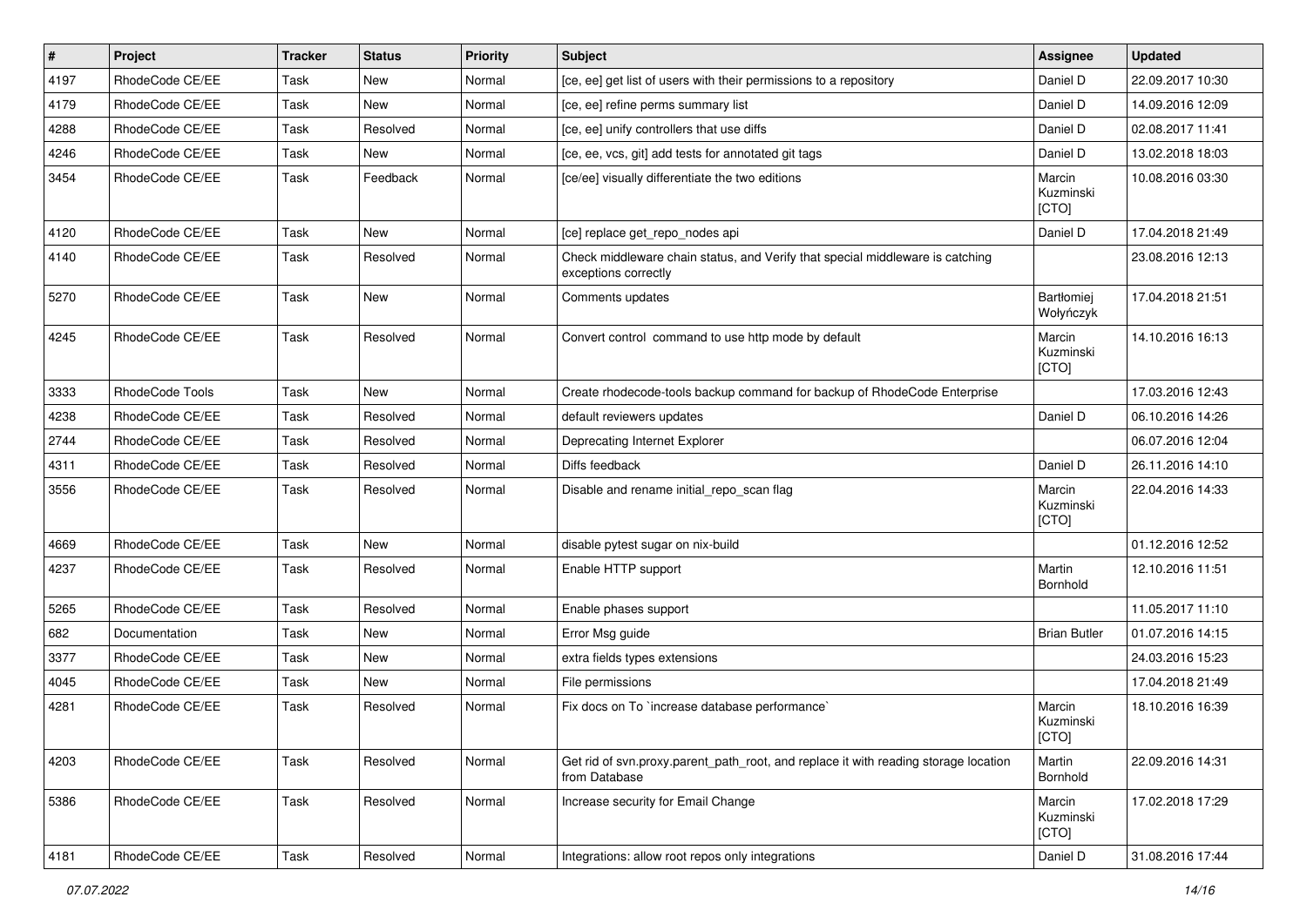| # | Project | Tracker | Status | Priority | Subject | Assignee | Updated |
|---|---|---|---|---|---|---|---|
| 4197 | RhodeCode CE/EE | Task | New | Normal | [ce, ee] get list of users with their permissions to a repository | Daniel D | 22.09.2017 10:30 |
| 4179 | RhodeCode CE/EE | Task | New | Normal | [ce, ee] refine perms summary list | Daniel D | 14.09.2016 12:09 |
| 4288 | RhodeCode CE/EE | Task | Resolved | Normal | [ce, ee] unify controllers that use diffs | Daniel D | 02.08.2017 11:41 |
| 4246 | RhodeCode CE/EE | Task | New | Normal | [ce, ee, vcs, git] add tests for annotated git tags | Daniel D | 13.02.2018 18:03 |
| 3454 | RhodeCode CE/EE | Task | Feedback | Normal | [ce/ee] visually differentiate the two editions | Marcin Kuzminski [CTO] | 10.08.2016 03:30 |
| 4120 | RhodeCode CE/EE | Task | New | Normal | [ce] replace get_repo_nodes api | Daniel D | 17.04.2018 21:49 |
| 4140 | RhodeCode CE/EE | Task | Resolved | Normal | Check middleware chain status, and Verify that special middleware is catching exceptions correctly | | 23.08.2016 12:13 |
| 5270 | RhodeCode CE/EE | Task | New | Normal | Comments updates | Bartłomiej Wołyńczyk | 17.04.2018 21:51 |
| 4245 | RhodeCode CE/EE | Task | Resolved | Normal | Convert control command to use http mode by default | Marcin Kuzminski [CTO] | 14.10.2016 16:13 |
| 3333 | RhodeCode Tools | Task | New | Normal | Create rhodecode-tools backup command for backup of RhodeCode Enterprise | | 17.03.2016 12:43 |
| 4238 | RhodeCode CE/EE | Task | Resolved | Normal | default reviewers updates | Daniel D | 06.10.2016 14:26 |
| 2744 | RhodeCode CE/EE | Task | Resolved | Normal | Deprecating Internet Explorer | | 06.07.2016 12:04 |
| 4311 | RhodeCode CE/EE | Task | Resolved | Normal | Diffs feedback | Daniel D | 26.11.2016 14:10 |
| 3556 | RhodeCode CE/EE | Task | Resolved | Normal | Disable and rename initial_repo_scan flag | Marcin Kuzminski [CTO] | 22.04.2016 14:33 |
| 4669 | RhodeCode CE/EE | Task | New | Normal | disable pytest sugar on nix-build | | 01.12.2016 12:52 |
| 4237 | RhodeCode CE/EE | Task | Resolved | Normal | Enable HTTP support | Martin Bornhold | 12.10.2016 11:51 |
| 5265 | RhodeCode CE/EE | Task | Resolved | Normal | Enable phases support | | 11.05.2017 11:10 |
| 682 | Documentation | Task | New | Normal | Error Msg guide | Brian Butler | 01.07.2016 14:15 |
| 3377 | RhodeCode CE/EE | Task | New | Normal | extra fields types extensions | | 24.03.2016 15:23 |
| 4045 | RhodeCode CE/EE | Task | New | Normal | File permissions | | 17.04.2018 21:49 |
| 4281 | RhodeCode CE/EE | Task | Resolved | Normal | Fix docs on To `increase database performance` | Marcin Kuzminski [CTO] | 18.10.2016 16:39 |
| 4203 | RhodeCode CE/EE | Task | Resolved | Normal | Get rid of svn.proxy.parent_path_root, and replace it with reading storage location from Database | Martin Bornhold | 22.09.2016 14:31 |
| 5386 | RhodeCode CE/EE | Task | Resolved | Normal | Increase security for Email Change | Marcin Kuzminski [CTO] | 17.02.2018 17:29 |
| 4181 | RhodeCode CE/EE | Task | Resolved | Normal | Integrations: allow root repos only integrations | Daniel D | 31.08.2016 17:44 |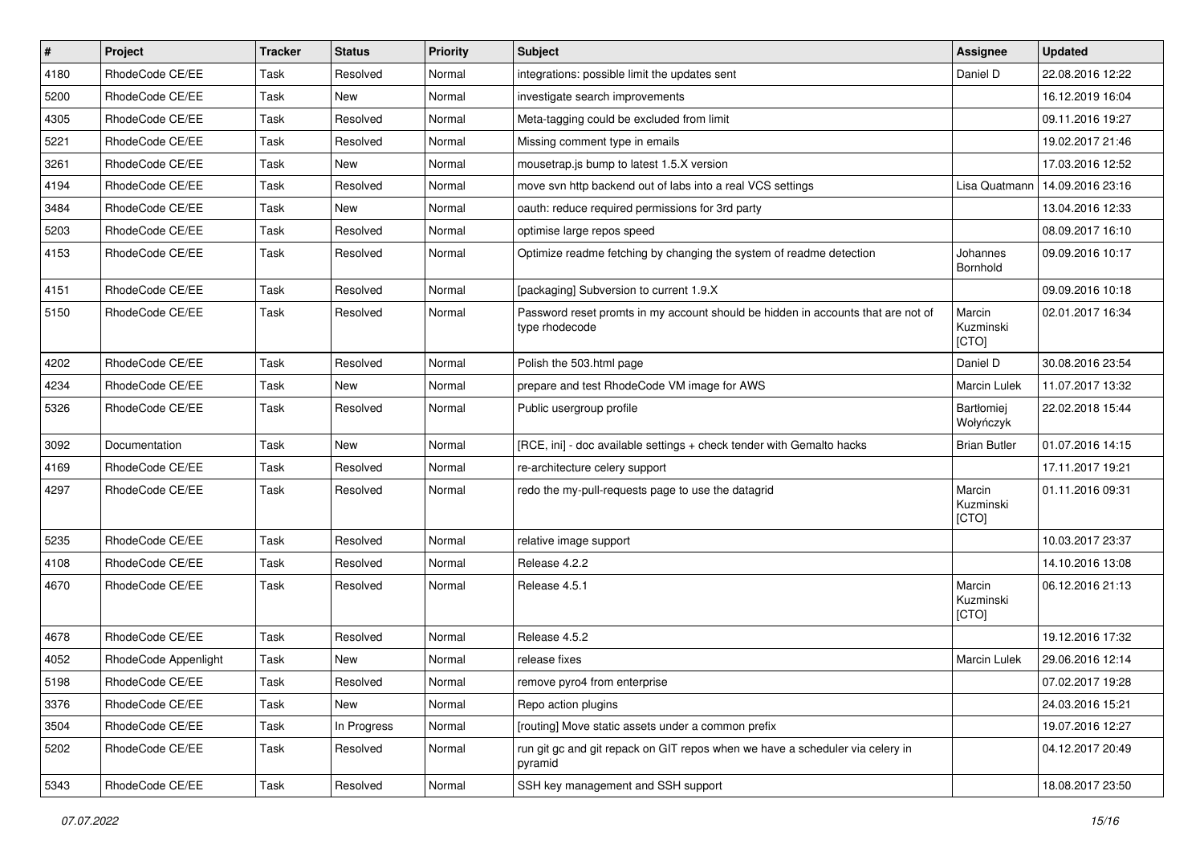| # | Project | Tracker | Status | Priority | Subject | Assignee | Updated |
| --- | --- | --- | --- | --- | --- | --- | --- |
| 4180 | RhodeCode CE/EE | Task | Resolved | Normal | integrations: possible limit the updates sent | Daniel D | 22.08.2016 12:22 |
| 5200 | RhodeCode CE/EE | Task | New | Normal | investigate search improvements | | 16.12.2019 16:04 |
| 4305 | RhodeCode CE/EE | Task | Resolved | Normal | Meta-tagging could be excluded from limit | | 09.11.2016 19:27 |
| 5221 | RhodeCode CE/EE | Task | Resolved | Normal | Missing comment type in emails | | 19.02.2017 21:46 |
| 3261 | RhodeCode CE/EE | Task | New | Normal | mousetrap.js bump to latest 1.5.X version | | 17.03.2016 12:52 |
| 4194 | RhodeCode CE/EE | Task | Resolved | Normal | move svn http backend out of labs into a real VCS settings | Lisa Quatmann | 14.09.2016 23:16 |
| 3484 | RhodeCode CE/EE | Task | New | Normal | oauth: reduce required permissions for 3rd party | | 13.04.2016 12:33 |
| 5203 | RhodeCode CE/EE | Task | Resolved | Normal | optimise large repos speed | | 08.09.2017 16:10 |
| 4153 | RhodeCode CE/EE | Task | Resolved | Normal | Optimize readme fetching by changing the system of readme detection | Johannes Bornhold | 09.09.2016 10:17 |
| 4151 | RhodeCode CE/EE | Task | Resolved | Normal | [packaging] Subversion to current 1.9.X | | 09.09.2016 10:18 |
| 5150 | RhodeCode CE/EE | Task | Resolved | Normal | Password reset promts in my account should be hidden in accounts that are not of type rhodecode | Marcin Kuzminski [CTO] | 02.01.2017 16:34 |
| 4202 | RhodeCode CE/EE | Task | Resolved | Normal | Polish the 503.html page | Daniel D | 30.08.2016 23:54 |
| 4234 | RhodeCode CE/EE | Task | New | Normal | prepare and test RhodeCode VM image for AWS | Marcin Lulek | 11.07.2017 13:32 |
| 5326 | RhodeCode CE/EE | Task | Resolved | Normal | Public usergroup profile | Bartłomiej Wołyńczyk | 22.02.2018 15:44 |
| 3092 | Documentation | Task | New | Normal | [RCE, ini] - doc available settings + check tender with Gemalto hacks | Brian Butler | 01.07.2016 14:15 |
| 4169 | RhodeCode CE/EE | Task | Resolved | Normal | re-architecture celery support | | 17.11.2017 19:21 |
| 4297 | RhodeCode CE/EE | Task | Resolved | Normal | redo the my-pull-requests page to use the datagrid | Marcin Kuzminski [CTO] | 01.11.2016 09:31 |
| 5235 | RhodeCode CE/EE | Task | Resolved | Normal | relative image support | | 10.03.2017 23:37 |
| 4108 | RhodeCode CE/EE | Task | Resolved | Normal | Release 4.2.2 | | 14.10.2016 13:08 |
| 4670 | RhodeCode CE/EE | Task | Resolved | Normal | Release 4.5.1 | Marcin Kuzminski [CTO] | 06.12.2016 21:13 |
| 4678 | RhodeCode CE/EE | Task | Resolved | Normal | Release 4.5.2 | | 19.12.2016 17:32 |
| 4052 | RhodeCode Appenlight | Task | New | Normal | release fixes | Marcin Lulek | 29.06.2016 12:14 |
| 5198 | RhodeCode CE/EE | Task | Resolved | Normal | remove pyro4 from enterprise | | 07.02.2017 19:28 |
| 3376 | RhodeCode CE/EE | Task | New | Normal | Repo action plugins | | 24.03.2016 15:21 |
| 3504 | RhodeCode CE/EE | Task | In Progress | Normal | [routing] Move static assets under a common prefix | | 19.07.2016 12:27 |
| 5202 | RhodeCode CE/EE | Task | Resolved | Normal | run git gc and git repack on GIT repos when we have a scheduler via celery in pyramid | | 04.12.2017 20:49 |
| 5343 | RhodeCode CE/EE | Task | Resolved | Normal | SSH key management and SSH support | | 18.08.2017 23:50 |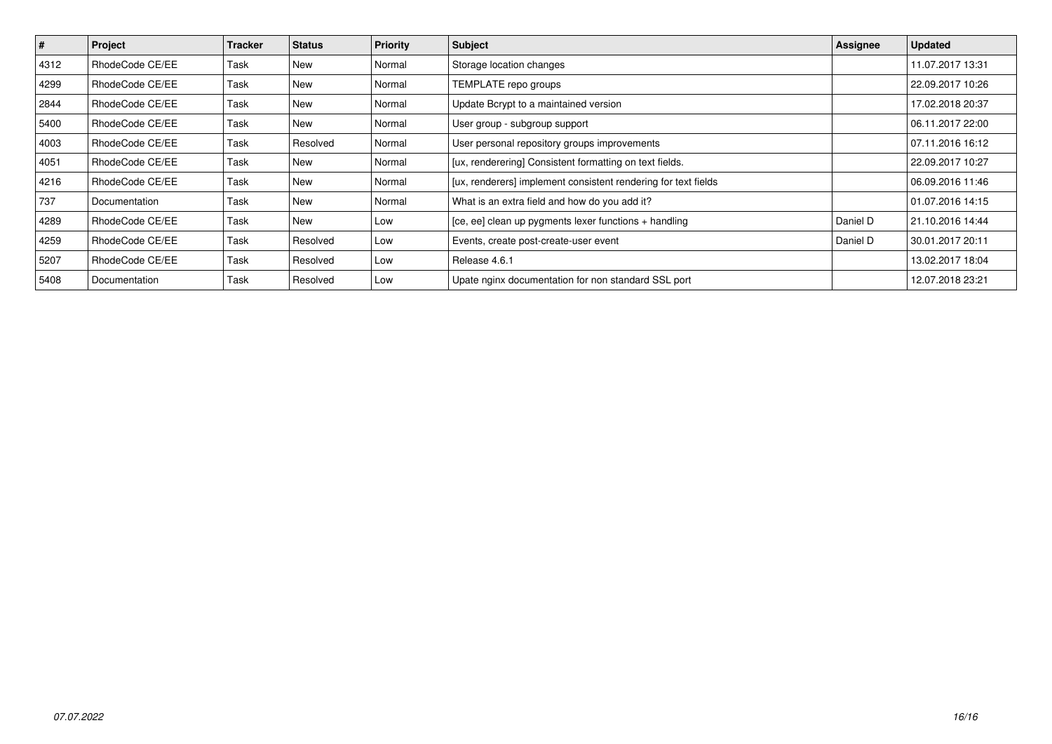| # | Project | Tracker | Status | Priority | Subject | Assignee | Updated |
|---|---|---|---|---|---|---|---|
| 4312 | RhodeCode CE/EE | Task | New | Normal | Storage location changes | | 11.07.2017 13:31 |
| 4299 | RhodeCode CE/EE | Task | New | Normal | TEMPLATE repo groups | | 22.09.2017 10:26 |
| 2844 | RhodeCode CE/EE | Task | New | Normal | Update Bcrypt to a maintained version | | 17.02.2018 20:37 |
| 5400 | RhodeCode CE/EE | Task | New | Normal | User group - subgroup support | | 06.11.2017 22:00 |
| 4003 | RhodeCode CE/EE | Task | Resolved | Normal | User personal repository groups improvements | | 07.11.2016 16:12 |
| 4051 | RhodeCode CE/EE | Task | New | Normal | [ux, renderering] Consistent formatting on text fields. | | 22.09.2017 10:27 |
| 4216 | RhodeCode CE/EE | Task | New | Normal | [ux, renderers] implement consistent rendering for text fields | | 06.09.2016 11:46 |
| 737 | Documentation | Task | New | Normal | What is an extra field and how do you add it? | | 01.07.2016 14:15 |
| 4289 | RhodeCode CE/EE | Task | New | Low | [ce, ee] clean up pygments lexer functions + handling | Daniel D | 21.10.2016 14:44 |
| 4259 | RhodeCode CE/EE | Task | Resolved | Low | Events, create post-create-user event | Daniel D | 30.01.2017 20:11 |
| 5207 | RhodeCode CE/EE | Task | Resolved | Low | Release 4.6.1 | | 13.02.2017 18:04 |
| 5408 | Documentation | Task | Resolved | Low | Upate nginx documentation for non standard SSL port | | 12.07.2018 23:21 |